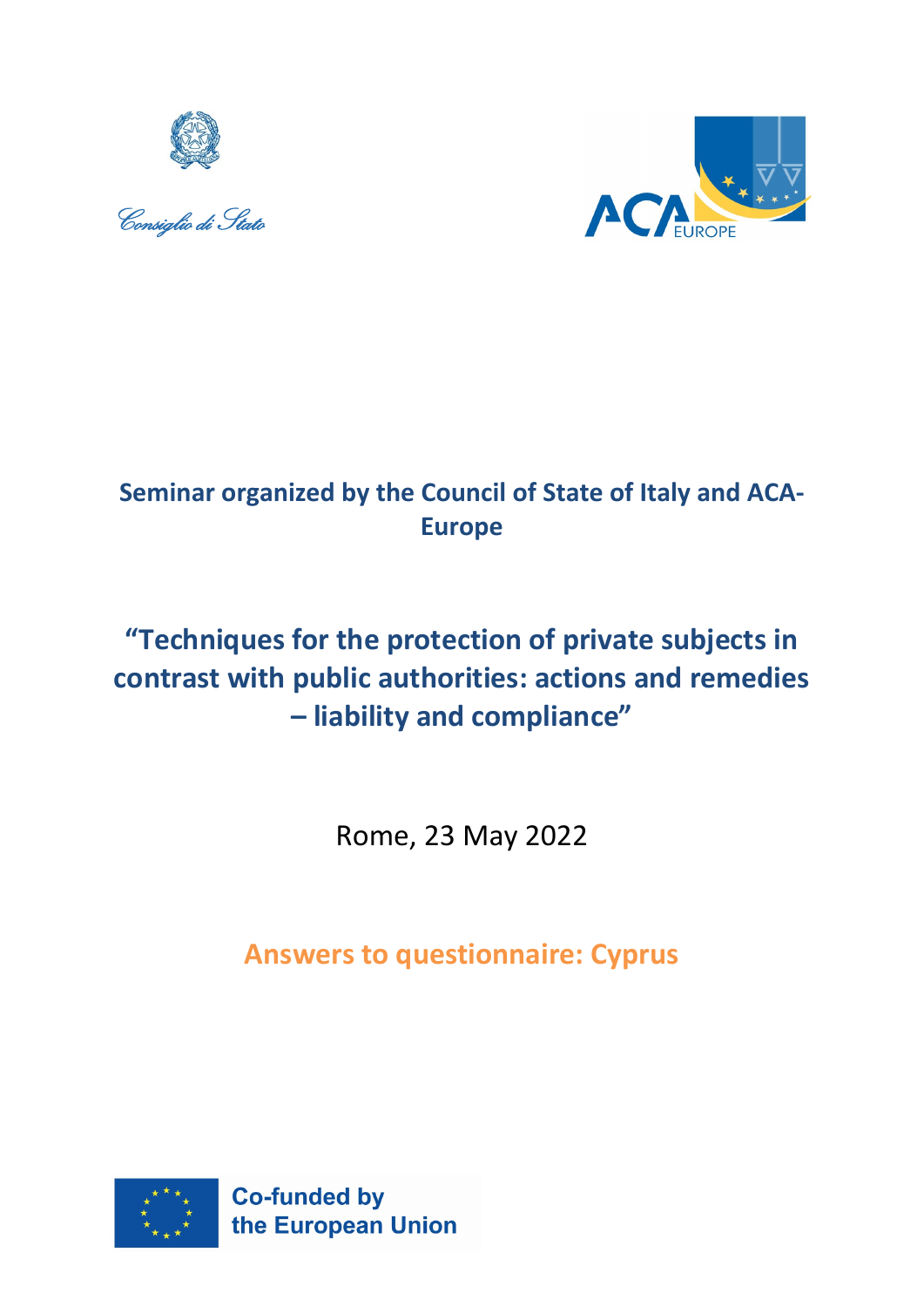Consiglio di Stato

ACA EUROPE

**Seminar organized by the Council of State of Italy and ACA-Europe**

# "Techniques for the protection of private subjects in contrast with public authorities: actions and remedies – liability and compliance"

Rome, 23 May 2022

## Answers to questionnaire: Cyprus

Co-funded by the European Union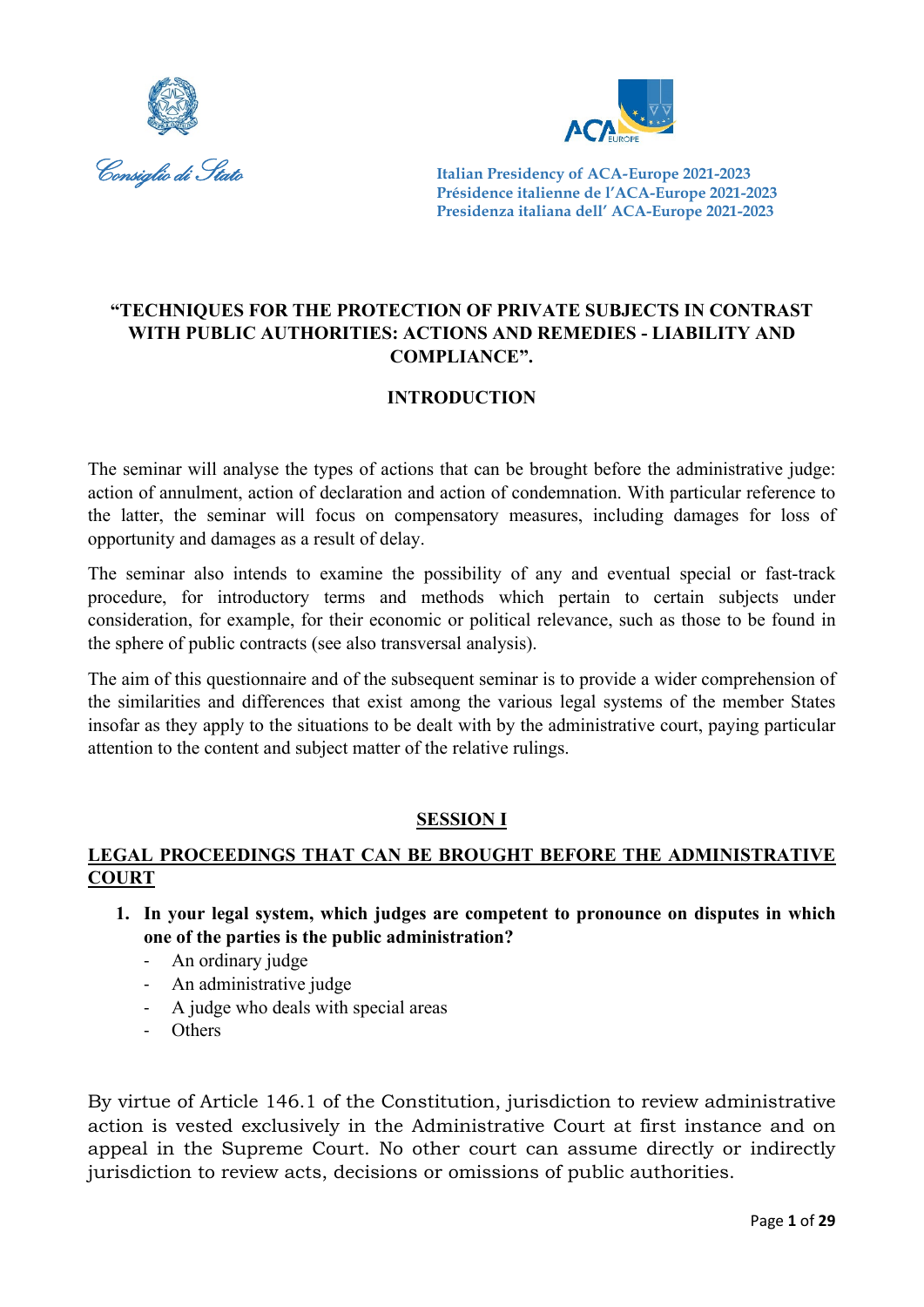Consiglio di Stato

Italian Presidency of ACA-Europe 2021-2023
Présidence italienne de l'ACA-Europe 2021-2023
Presidenza italiana dell' ACA-Europe 2021-2023

**"TECHNIQUES FOR THE PROTECTION OF PRIVATE SUBJECTS IN CONTRAST WITH PUBLIC AUTHORITIES: ACTIONS AND REMEDIES - LIABILITY AND COMPLIANCE".**

## INTRODUCTION

The seminar will analyse the types of actions that can be brought before the administrative judge: action of annulment, action of declaration and action of condemnation. With particular reference to the latter, the seminar will focus on compensatory measures, including damages for loss of opportunity and damages as a result of delay.

The seminar also intends to examine the possibility of any and eventual special or fast-track procedure, for introductory terms and methods which pertain to certain subjects under consideration, for example, for their economic or political relevance, such as those to be found in the sphere of public contracts (see also transversal analysis).

The aim of this questionnaire and of the subsequent seminar is to provide a wider comprehension of the similarities and differences that exist among the various legal systems of the member States insofar as they apply to the situations to be dealt with by the administrative court, paying particular attention to the content and subject matter of the relative rulings.

## SESSION I

### LEGAL PROCEEDINGS THAT CAN BE BROUGHT BEFORE THE ADMINISTRATIVE COURT

1. **In your legal system, which judges are competent to pronounce on disputes in which one of the parties is the public administration?**
   - An ordinary judge
   - An administrative judge
   - A judge who deals with special areas
   - Others

By virtue of Article 146.1 of the Constitution, jurisdiction to review administrative action is vested exclusively in the Administrative Court at first instance and on appeal in the Supreme Court. No other court can assume directly or indirectly jurisdiction to review acts, decisions or omissions of public authorities.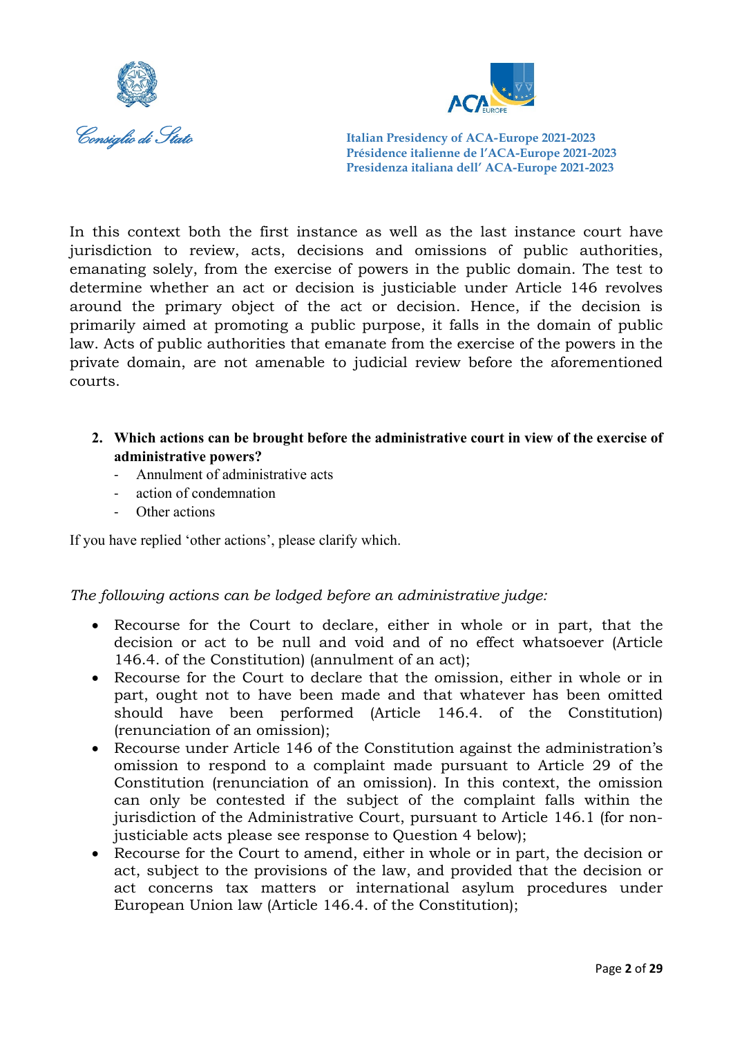In this context both the first instance as well as the last instance court have jurisdiction to review, acts, decisions and omissions of public authorities, emanating solely, from the exercise of powers in the public domain. The test to determine whether an act or decision is justiciable under Article 146 revolves around the primary object of the act or decision. Hence, if the decision is primarily aimed at promoting a public purpose, it falls in the domain of public law. Acts of public authorities that emanate from the exercise of the powers in the private domain, are not amenable to judicial review before the aforementioned courts.

2. **Which actions can be brought before the administrative court in view of the exercise of administrative powers?**
   - Annulment of administrative acts
   - action of condemnation
   - Other actions

If you have replied 'other actions', please clarify which.

*The following actions can be lodged before an administrative judge:*

- Recourse for the Court to declare, either in whole or in part, that the decision or act to be null and void and of no effect whatsoever (Article 146.4. of the Constitution) (annulment of an act);
- Recourse for the Court to declare that the omission, either in whole or in part, ought not to have been made and that whatever has been omitted should have been performed (Article 146.4. of the Constitution) (renunciation of an omission);
- Recourse under Article 146 of the Constitution against the administration's omission to respond to a complaint made pursuant to Article 29 of the Constitution (renunciation of an omission). In this context, the omission can only be contested if the subject of the complaint falls within the jurisdiction of the Administrative Court, pursuant to Article 146.1 (for non-justiciable acts please see response to Question 4 below);
- Recourse for the Court to amend, either in whole or in part, the decision or act, subject to the provisions of the law, and provided that the decision or act concerns tax matters or international asylum procedures under European Union law (Article 146.4. of the Constitution);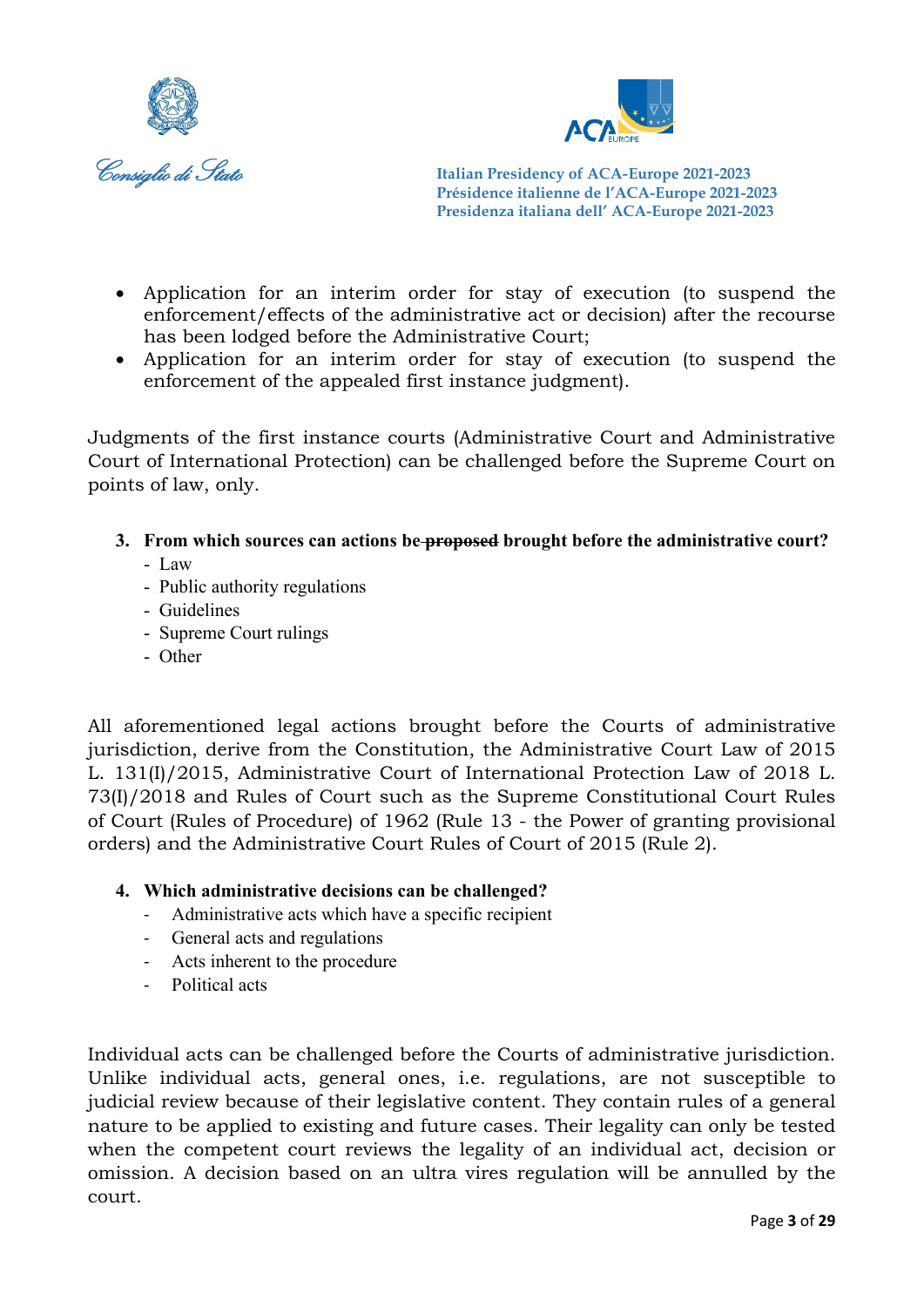- Application for an interim order for stay of execution (to suspend the enforcement/effects of the administrative act or decision) after the recourse has been lodged before the Administrative Court;
- Application for an interim order for stay of execution (to suspend the enforcement of the appealed first instance judgment).

Judgments of the first instance courts (Administrative Court and Administrative Court of International Protection) can be challenged before the Supreme Court on points of law, only.

**3. From which sources can actions be ~~proposed~~ brought before the administrative court?**

- Law
- Public authority regulations
- Guidelines
- Supreme Court rulings
- Other

All aforementioned legal actions brought before the Courts of administrative jurisdiction, derive from the Constitution, the Administrative Court Law of 2015 L. 131(I)/2015, Administrative Court of International Protection Law of 2018 L. 73(I)/2018 and Rules of Court such as the Supreme Constitutional Court Rules of Court (Rules of Procedure) of 1962 (Rule 13 - the Power of granting provisional orders) and the Administrative Court Rules of Court of 2015 (Rule 2).

**4. Which administrative decisions can be challenged?**

- Administrative acts which have a specific recipient
- General acts and regulations
- Acts inherent to the procedure
- Political acts

Individual acts can be challenged before the Courts of administrative jurisdiction. Unlike individual acts, general ones, i.e. regulations, are not susceptible to judicial review because of their legislative content. They contain rules of a general nature to be applied to existing and future cases. Their legality can only be tested when the competent court reviews the legality of an individual act, decision or omission. A decision based on an ultra vires regulation will be annulled by the court.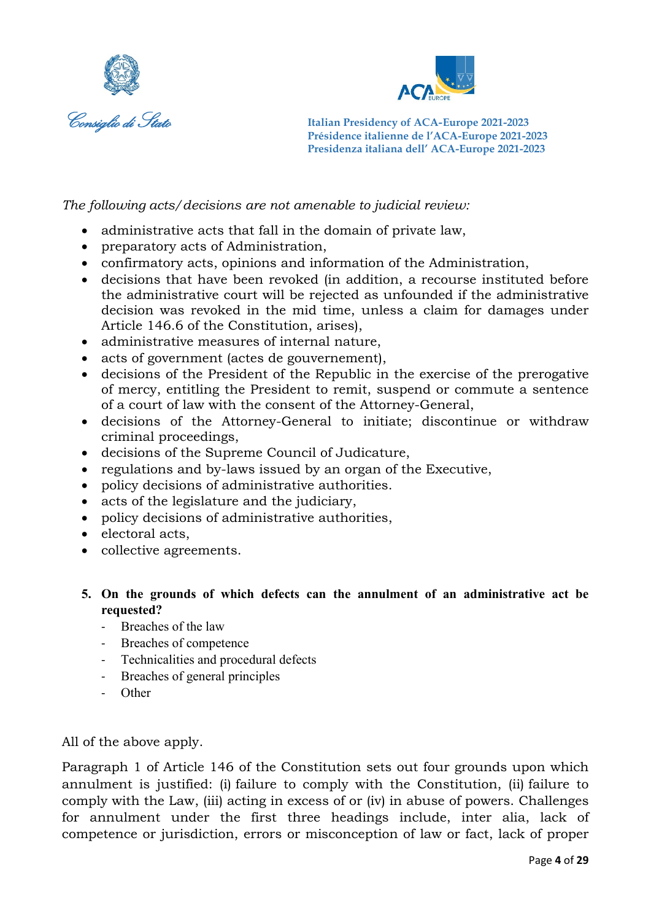*The following acts/decisions are not amenable to judicial review:*

- administrative acts that fall in the domain of private law,
- preparatory acts of Administration,
- confirmatory acts, opinions and information of the Administration,
- decisions that have been revoked (in addition, a recourse instituted before the administrative court will be rejected as unfounded if the administrative decision was revoked in the mid time, unless a claim for damages under Article 146.6 of the Constitution, arises),
- administrative measures of internal nature,
- acts of government (actes de gouvernement),
- decisions of the President of the Republic in the exercise of the prerogative of mercy, entitling the President to remit, suspend or commute a sentence of a court of law with the consent of the Attorney-General,
- decisions of the Attorney-General to initiate; discontinue or withdraw criminal proceedings,
- decisions of the Supreme Council of Judicature,
- regulations and by-laws issued by an organ of the Executive,
- policy decisions of administrative authorities.
- acts of the legislature and the judiciary,
- policy decisions of administrative authorities,
- electoral acts,
- collective agreements.

5. **On the grounds of which defects can the annulment of an administrative act be requested?**
   - Breaches of the law
   - Breaches of competence
   - Technicalities and procedural defects
   - Breaches of general principles
   - Other

All of the above apply.

Paragraph 1 of Article 146 of the Constitution sets out four grounds upon which annulment is justified: (i) failure to comply with the Constitution, (ii) failure to comply with the Law, (iii) acting in excess of or (iv) in abuse of powers. Challenges for annulment under the first three headings include, inter alia, lack of competence or jurisdiction, errors or misconception of law or fact, lack of proper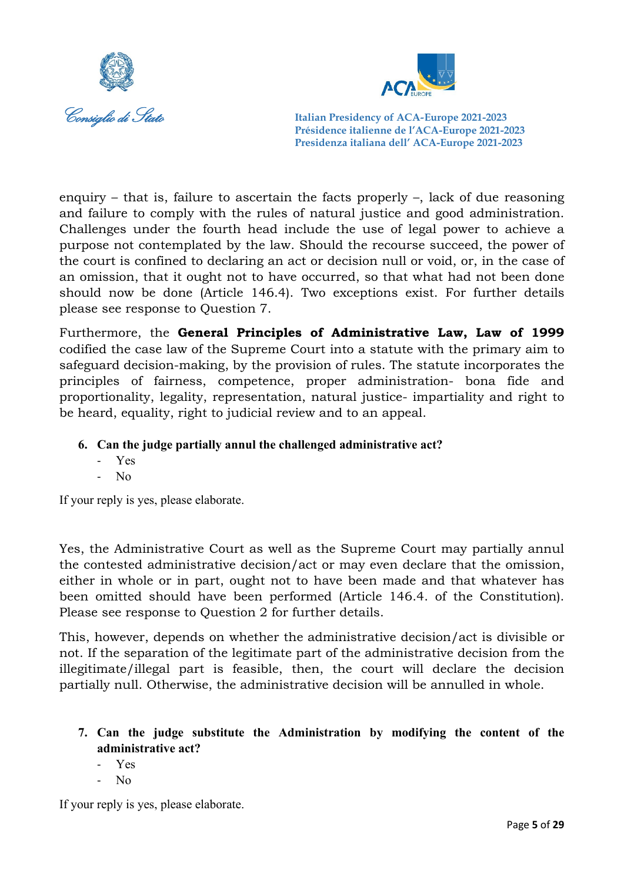enquiry – that is, failure to ascertain the facts properly –, lack of due reasoning and failure to comply with the rules of natural justice and good administration. Challenges under the fourth head include the use of legal power to achieve a purpose not contemplated by the law. Should the recourse succeed, the power of the court is confined to declaring an act or decision null or void, or, in the case of an omission, that it ought not to have occurred, so that what had not been done should now be done (Article 146.4). Two exceptions exist. For further details please see response to Question 7.

Furthermore, the **General Principles of Administrative Law, Law of 1999** codified the case law of the Supreme Court into a statute with the primary aim to safeguard decision-making, by the provision of rules. The statute incorporates the principles of fairness, competence, proper administration- bona fide and proportionality, legality, representation, natural justice- impartiality and right to be heard, equality, right to judicial review and to an appeal.

6. **Can the judge partially annul the challenged administrative act?**
   - Yes
   - No

If your reply is yes, please elaborate.

Yes, the Administrative Court as well as the Supreme Court may partially annul the contested administrative decision/act or may even declare that the omission, either in whole or in part, ought not to have been made and that whatever has been omitted should have been performed (Article 146.4. of the Constitution). Please see response to Question 2 for further details.

This, however, depends on whether the administrative decision/act is divisible or not. If the separation of the legitimate part of the administrative decision from the illegitimate/illegal part is feasible, then, the court will declare the decision partially null. Otherwise, the administrative decision will be annulled in whole.

7. **Can the judge substitute the Administration by modifying the content of the administrative act?**
   - Yes
   - No

If your reply is yes, please elaborate.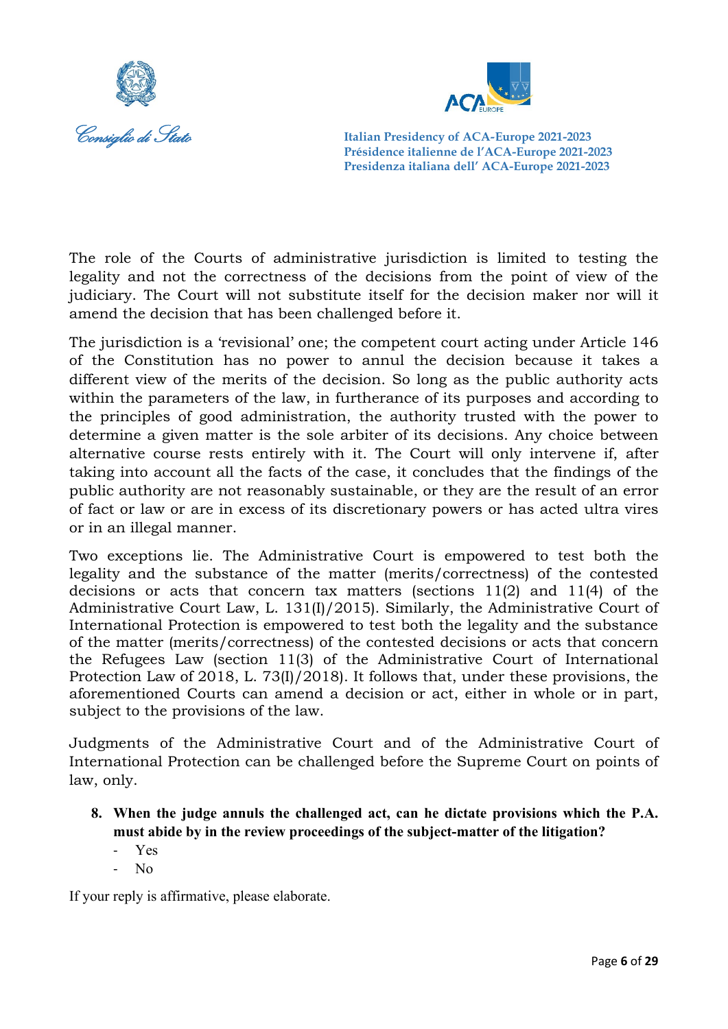The role of the Courts of administrative jurisdiction is limited to testing the legality and not the correctness of the decisions from the point of view of the judiciary. The Court will not substitute itself for the decision maker nor will it amend the decision that has been challenged before it.

The jurisdiction is a 'revisional' one; the competent court acting under Article 146 of the Constitution has no power to annul the decision because it takes a different view of the merits of the decision. So long as the public authority acts within the parameters of the law, in furtherance of its purposes and according to the principles of good administration, the authority trusted with the power to determine a given matter is the sole arbiter of its decisions. Any choice between alternative course rests entirely with it. The Court will only intervene if, after taking into account all the facts of the case, it concludes that the findings of the public authority are not reasonably sustainable, or they are the result of an error of fact or law or are in excess of its discretionary powers or has acted ultra vires or in an illegal manner.

Two exceptions lie. The Administrative Court is empowered to test both the legality and the substance of the matter (merits/correctness) of the contested decisions or acts that concern tax matters (sections 11(2) and 11(4) of the Administrative Court Law, L. 131(I)/2015). Similarly, the Administrative Court of International Protection is empowered to test both the legality and the substance of the matter (merits/correctness) of the contested decisions or acts that concern the Refugees Law (section 11(3) of the Administrative Court of International Protection Law of 2018, L. 73(I)/2018). It follows that, under these provisions, the aforementioned Courts can amend a decision or act, either in whole or in part, subject to the provisions of the law.

Judgments of the Administrative Court and of the Administrative Court of International Protection can be challenged before the Supreme Court on points of law, only.

8. **When the judge annuls the challenged act, can he dictate provisions which the P.A. must abide by in the review proceedings of the subject-matter of the litigation?**
   - Yes
   - No

If your reply is affirmative, please elaborate.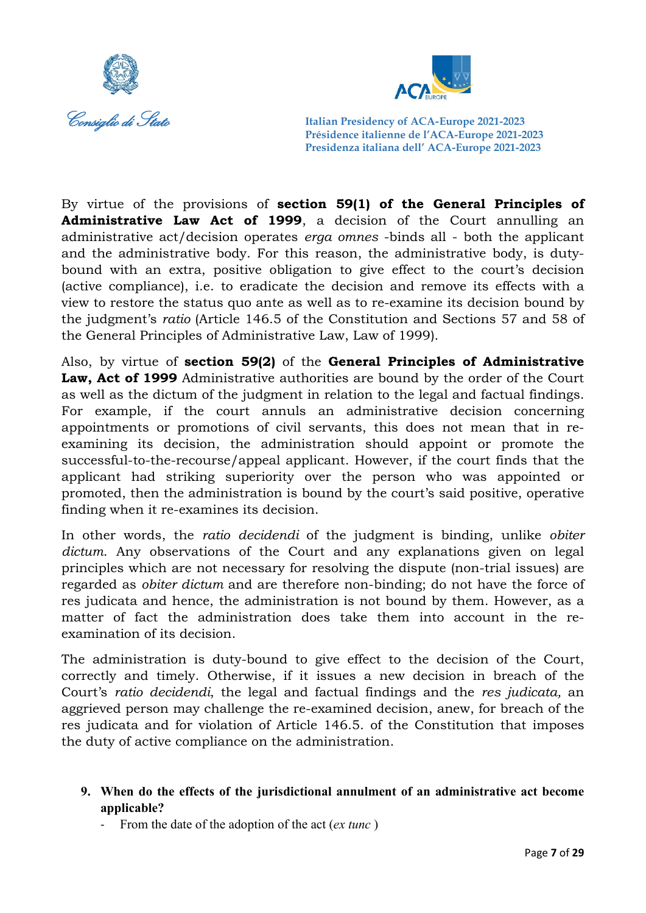By virtue of the provisions of **section 59(1) of the General Principles of Administrative Law Act of 1999**, a decision of the Court annulling an administrative act/decision operates *erga omnes* -binds all - both the applicant and the administrative body. For this reason, the administrative body, is duty-bound with an extra, positive obligation to give effect to the court's decision (active compliance), i.e. to eradicate the decision and remove its effects with a view to restore the status quo ante as well as to re-examine its decision bound by the judgment's *ratio* (Article 146.5 of the Constitution and Sections 57 and 58 of the General Principles of Administrative Law, Law of 1999).

Also, by virtue of **section 59(2)** of the **General Principles of Administrative Law, Act of 1999** Administrative authorities are bound by the order of the Court as well as the dictum of the judgment in relation to the legal and factual findings. For example, if the court annuls an administrative decision concerning appointments or promotions of civil servants, this does not mean that in re-examining its decision, the administration should appoint or promote the successful-to-the-recourse/appeal applicant. However, if the court finds that the applicant had striking superiority over the person who was appointed or promoted, then the administration is bound by the court's said positive, operative finding when it re-examines its decision.

In other words, the *ratio decidendi* of the judgment is binding, unlike *obiter dictum*. Any observations of the Court and any explanations given on legal principles which are not necessary for resolving the dispute (non-trial issues) are regarded as *obiter dictum* and are therefore non-binding; do not have the force of res judicata and hence, the administration is not bound by them. However, as a matter of fact the administration does take them into account in the re-examination of its decision.

The administration is duty-bound to give effect to the decision of the Court, correctly and timely. Otherwise, if it issues a new decision in breach of the Court's *ratio decidendi*, the legal and factual findings and the *res judicata,* an aggrieved person may challenge the re-examined decision, anew, for breach of the res judicata and for violation of Article 146.5. of the Constitution that imposes the duty of active compliance on the administration.

9. **When do the effects of the jurisdictional annulment of an administrative act become applicable?**
   - From the date of the adoption of the act (*ex tunc* )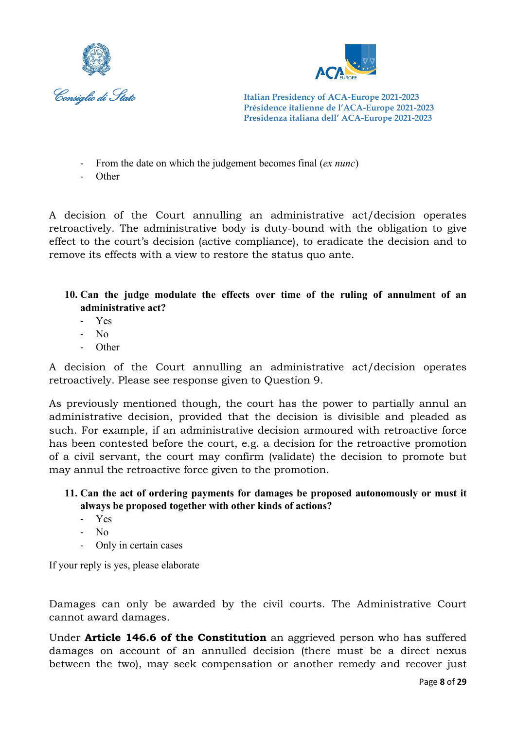- From the date on which the judgement becomes final (*ex nunc*)
- Other

A decision of the Court annulling an administrative act/decision operates retroactively. The administrative body is duty-bound with the obligation to give effect to the court's decision (active compliance), to eradicate the decision and to remove its effects with a view to restore the status quo ante.

**10. Can the judge modulate the effects over time of the ruling of annulment of an administrative act?**

- Yes
- No
- Other

A decision of the Court annulling an administrative act/decision operates retroactively. Please see response given to Question 9.

As previously mentioned though, the court has the power to partially annul an administrative decision, provided that the decision is divisible and pleaded as such. For example, if an administrative decision armoured with retroactive force has been contested before the court, e.g. a decision for the retroactive promotion of a civil servant, the court may confirm (validate) the decision to promote but may annul the retroactive force given to the promotion.

**11. Can the act of ordering payments for damages be proposed autonomously or must it always be proposed together with other kinds of actions?**

- Yes
- No
- Only in certain cases

If your reply is yes, please elaborate

Damages can only be awarded by the civil courts. The Administrative Court cannot award damages.

Under **Article 146.6 of the Constitution** an aggrieved person who has suffered damages on account of an annulled decision (there must be a direct nexus between the two), may seek compensation or another remedy and recover just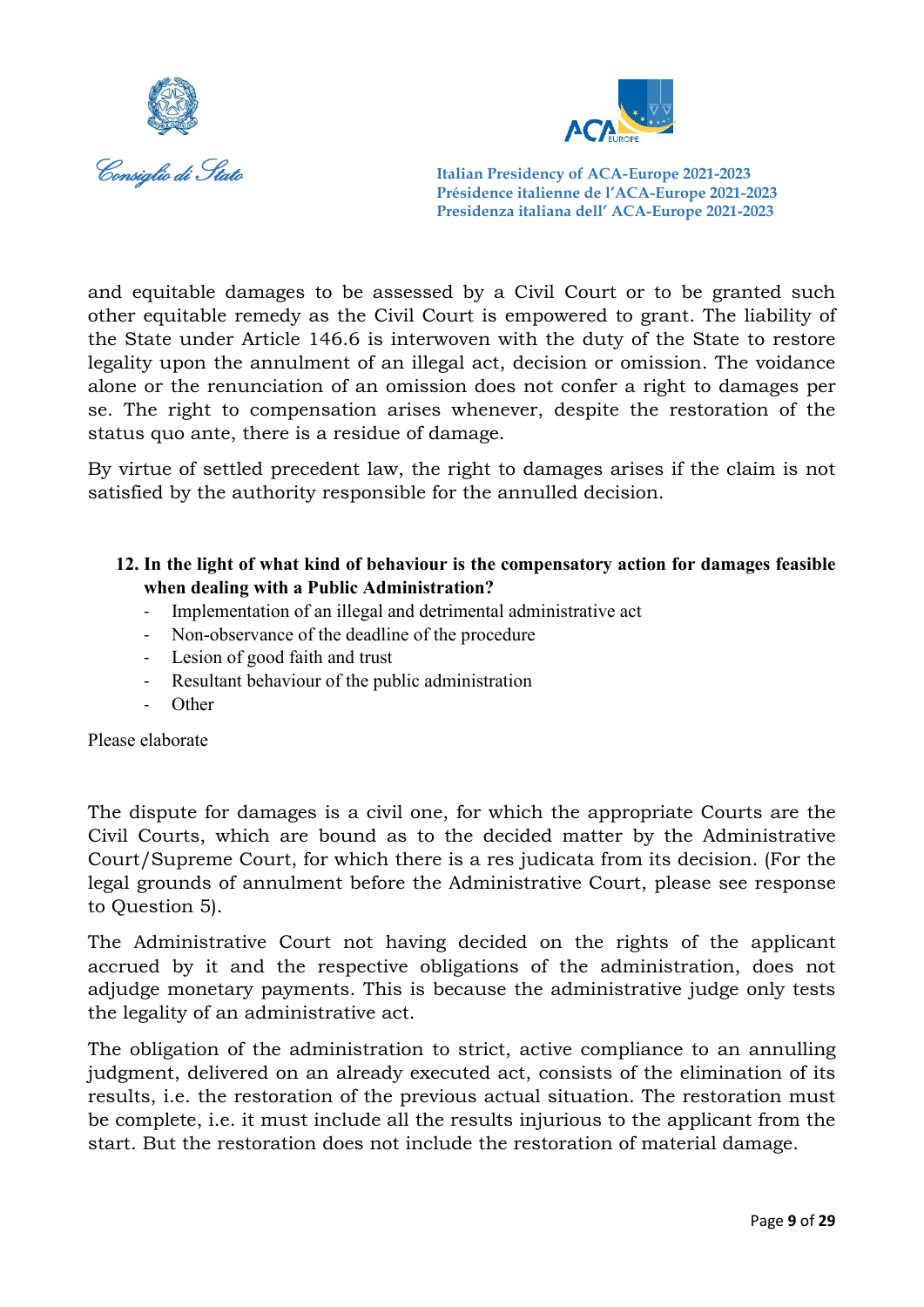and equitable damages to be assessed by a Civil Court or to be granted such other equitable remedy as the Civil Court is empowered to grant. The liability of the State under Article 146.6 is interwoven with the duty of the State to restore legality upon the annulment of an illegal act, decision or omission. The voidance alone or the renunciation of an omission does not confer a right to damages per se. The right to compensation arises whenever, despite the restoration of the status quo ante, there is a residue of damage.

By virtue of settled precedent law, the right to damages arises if the claim is not satisfied by the authority responsible for the annulled decision.

**12. In the light of what kind of behaviour is the compensatory action for damages feasible when dealing with a Public Administration?**

- Implementation of an illegal and detrimental administrative act
- Non-observance of the deadline of the procedure
- Lesion of good faith and trust
- Resultant behaviour of the public administration
- Other

Please elaborate

The dispute for damages is a civil one, for which the appropriate Courts are the Civil Courts, which are bound as to the decided matter by the Administrative Court/Supreme Court, for which there is a res judicata from its decision. (For the legal grounds of annulment before the Administrative Court, please see response to Question 5).

The Administrative Court not having decided on the rights of the applicant accrued by it and the respective obligations of the administration, does not adjudge monetary payments. This is because the administrative judge only tests the legality of an administrative act.

The obligation of the administration to strict, active compliance to an annulling judgment, delivered on an already executed act, consists of the elimination of its results, i.e. the restoration of the previous actual situation. The restoration must be complete, i.e. it must include all the results injurious to the applicant from the start. But the restoration does not include the restoration of material damage.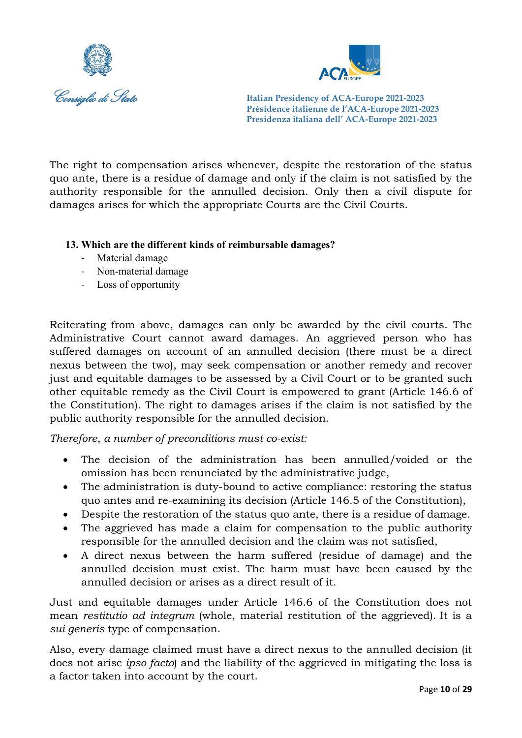The right to compensation arises whenever, despite the restoration of the status quo ante, there is a residue of damage and only if the claim is not satisfied by the authority responsible for the annulled decision. Only then a civil dispute for damages arises for which the appropriate Courts are the Civil Courts.

**13. Which are the different kinds of reimbursable damages?**

- Material damage
- Non-material damage
- Loss of opportunity

Reiterating from above, damages can only be awarded by the civil courts. The Administrative Court cannot award damages. An aggrieved person who has suffered damages on account of an annulled decision (there must be a direct nexus between the two), may seek compensation or another remedy and recover just and equitable damages to be assessed by a Civil Court or to be granted such other equitable remedy as the Civil Court is empowered to grant (Article 146.6 of the Constitution). The right to damages arises if the claim is not satisfied by the public authority responsible for the annulled decision.

*Therefore, a number of preconditions must co-exist:*

- The decision of the administration has been annulled/voided or the omission has been renunciated by the administrative judge,
- The administration is duty-bound to active compliance: restoring the status quo antes and re-examining its decision (Article 146.5 of the Constitution),
- Despite the restoration of the status quo ante, there is a residue of damage.
- The aggrieved has made a claim for compensation to the public authority responsible for the annulled decision and the claim was not satisfied,
- A direct nexus between the harm suffered (residue of damage) and the annulled decision must exist. The harm must have been caused by the annulled decision or arises as a direct result of it.

Just and equitable damages under Article 146.6 of the Constitution does not mean *restitutio ad integrum* (whole, material restitution of the aggrieved). It is a *sui generis* type of compensation.

Also, every damage claimed must have a direct nexus to the annulled decision (it does not arise *ipso facto*) and the liability of the aggrieved in mitigating the loss is a factor taken into account by the court.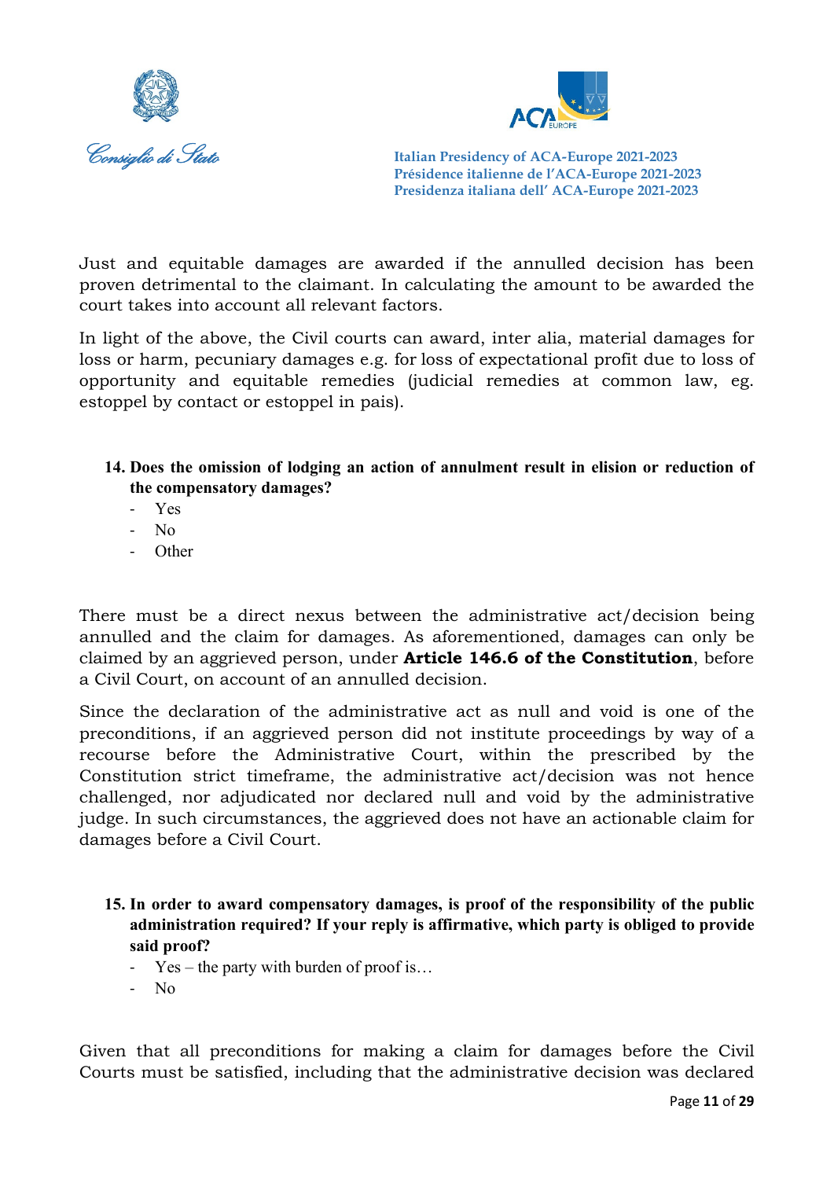Just and equitable damages are awarded if the annulled decision has been proven detrimental to the claimant. In calculating the amount to be awarded the court takes into account all relevant factors.

In light of the above, the Civil courts can award, inter alia, material damages for loss or harm, pecuniary damages e.g. for loss of expectational profit due to loss of opportunity and equitable remedies (judicial remedies at common law, eg. estoppel by contact or estoppel in pais).

**14. Does the omission of lodging an action of annulment result in elision or reduction of the compensatory damages?**

- Yes
- No
- Other

There must be a direct nexus between the administrative act/decision being annulled and the claim for damages. As aforementioned, damages can only be claimed by an aggrieved person, under **Article 146.6 of the Constitution**, before a Civil Court, on account of an annulled decision.

Since the declaration of the administrative act as null and void is one of the preconditions, if an aggrieved person did not institute proceedings by way of a recourse before the Administrative Court, within the prescribed by the Constitution strict timeframe, the administrative act/decision was not hence challenged, nor adjudicated nor declared null and void by the administrative judge. In such circumstances, the aggrieved does not have an actionable claim for damages before a Civil Court.

**15. In order to award compensatory damages, is proof of the responsibility of the public administration required? If your reply is affirmative, which party is obliged to provide said proof?**

- Yes – the party with burden of proof is…
- No

Given that all preconditions for making a claim for damages before the Civil Courts must be satisfied, including that the administrative decision was declared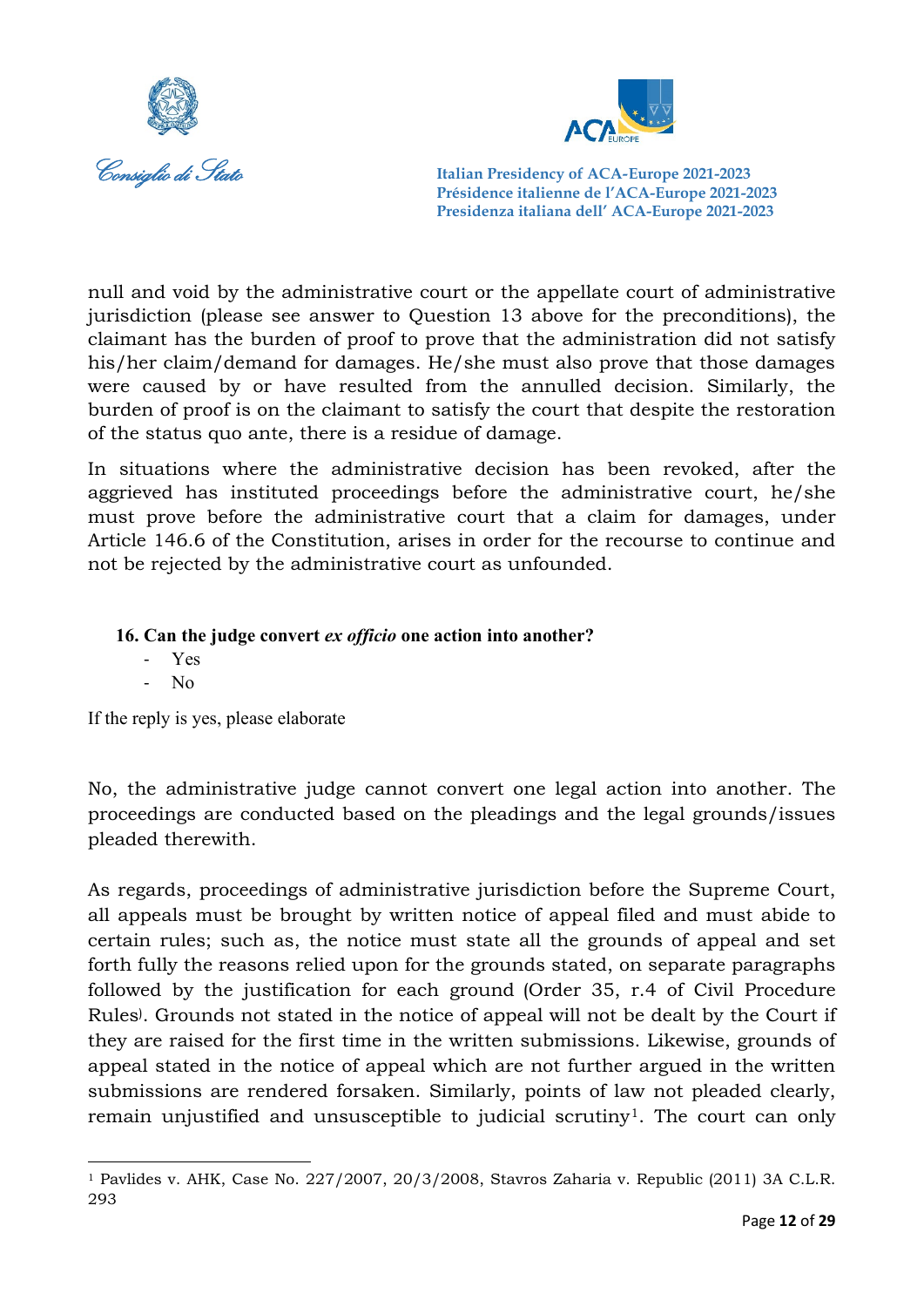null and void by the administrative court or the appellate court of administrative jurisdiction (please see answer to Question 13 above for the preconditions), the claimant has the burden of proof to prove that the administration did not satisfy his/her claim/demand for damages. He/she must also prove that those damages were caused by or have resulted from the annulled decision. Similarly, the burden of proof is on the claimant to satisfy the court that despite the restoration of the status quo ante, there is a residue of damage.

In situations where the administrative decision has been revoked, after the aggrieved has instituted proceedings before the administrative court, he/she must prove before the administrative court that a claim for damages, under Article 146.6 of the Constitution, arises in order for the recourse to continue and not be rejected by the administrative court as unfounded.

**16. Can the judge convert *ex officio* one action into another?**

- Yes
- No

If the reply is yes, please elaborate

No, the administrative judge cannot convert one legal action into another. The proceedings are conducted based on the pleadings and the legal grounds/issues pleaded therewith.

As regards, proceedings of administrative jurisdiction before the Supreme Court, all appeals must be brought by written notice of appeal filed and must abide to certain rules; such as, the notice must state all the grounds of appeal and set forth fully the reasons relied upon for the grounds stated, on separate paragraphs followed by the justification for each ground (Order 35, r.4 of Civil Procedure Rules). Grounds not stated in the notice of appeal will not be dealt by the Court if they are raised for the first time in the written submissions. Likewise, grounds of appeal stated in the notice of appeal which are not further argued in the written submissions are rendered forsaken. Similarly, points of law not pleaded clearly, remain unjustified and unsusceptible to judicial scrutiny[1]. The court can only

[1] Pavlides v. AHK, Case No. 227/2007, 20/3/2008, Stavros Zaharia v. Republic (2011) 3A C.L.R. 293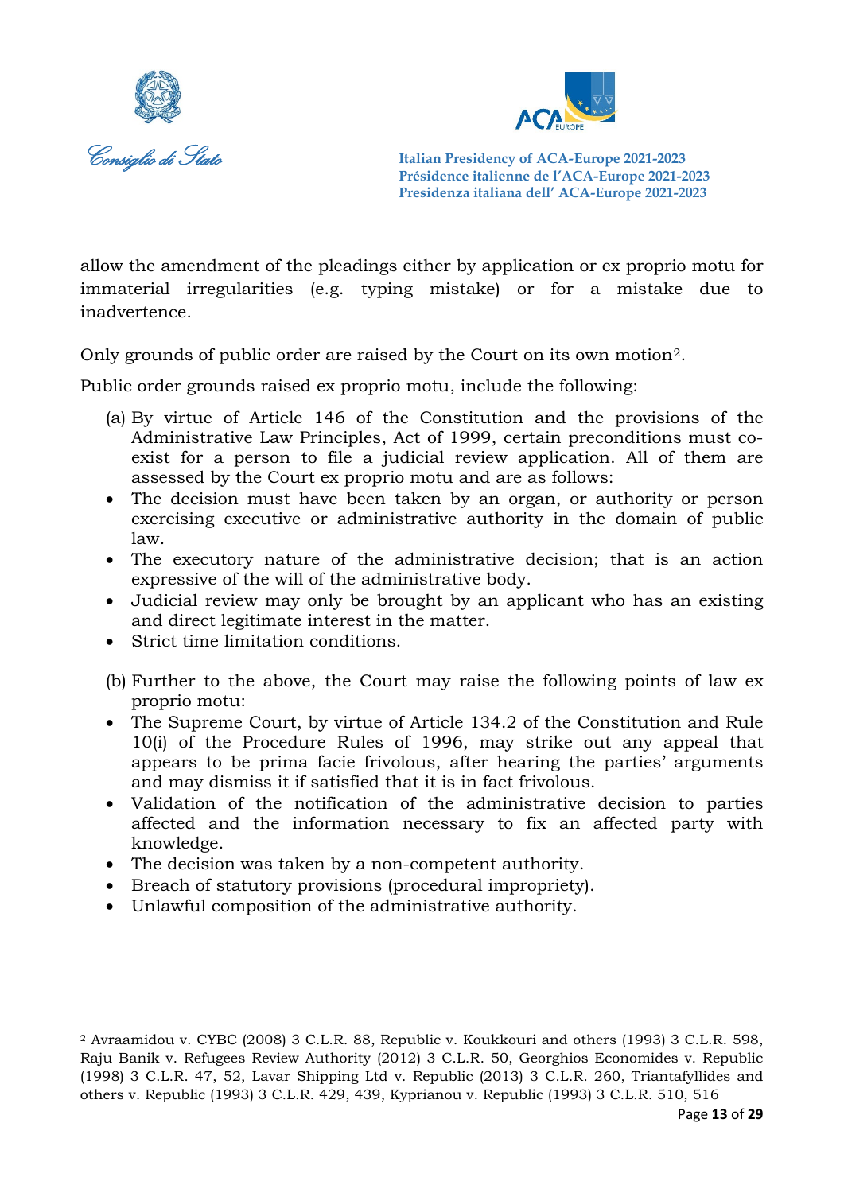allow the amendment of the pleadings either by application or ex proprio motu for immaterial irregularities (e.g. typing mistake) or for a mistake due to inadvertence.

Only grounds of public order are raised by the Court on its own motion[2].

Public order grounds raised ex proprio motu, include the following:

(a) By virtue of Article 146 of the Constitution and the provisions of the Administrative Law Principles, Act of 1999, certain preconditions must co-exist for a person to file a judicial review application. All of them are assessed by the Court ex proprio motu and are as follows:

- The decision must have been taken by an organ, or authority or person exercising executive or administrative authority in the domain of public law.
- The executory nature of the administrative decision; that is an action expressive of the will of the administrative body.
- Judicial review may only be brought by an applicant who has an existing and direct legitimate interest in the matter.
- Strict time limitation conditions.

(b) Further to the above, the Court may raise the following points of law ex proprio motu:

- The Supreme Court, by virtue of Article 134.2 of the Constitution and Rule 10(i) of the Procedure Rules of 1996, may strike out any appeal that appears to be prima facie frivolous, after hearing the parties' arguments and may dismiss it if satisfied that it is in fact frivolous.
- Validation of the notification of the administrative decision to parties affected and the information necessary to fix an affected party with knowledge.
- The decision was taken by a non-competent authority.
- Breach of statutory provisions (procedural impropriety).
- Unlawful composition of the administrative authority.

---

[2] Avraamidou v. CYBC (2008) 3 C.L.R. 88, Republic v. Koukkouri and others (1993) 3 C.L.R. 598, Raju Banik v. Refugees Review Authority (2012) 3 C.L.R. 50, Georghios Economides v. Republic (1998) 3 C.L.R. 47, 52, Lavar Shipping Ltd v. Republic (2013) 3 C.L.R. 260, Triantafyllides and others v. Republic (1993) 3 C.L.R. 429, 439, Kyprianou v. Republic (1993) 3 C.L.R. 510, 516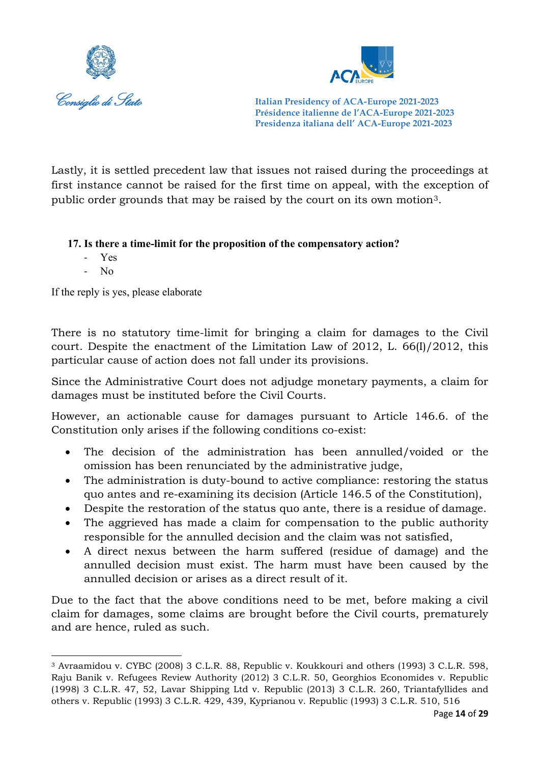Lastly, it is settled precedent law that issues not raised during the proceedings at first instance cannot be raised for the first time on appeal, with the exception of public order grounds that may be raised by the court on its own motion[3].

**17. Is there a time-limit for the proposition of the compensatory action?**

- Yes
- No

If the reply is yes, please elaborate

There is no statutory time-limit for bringing a claim for damages to the Civil court. Despite the enactment of the Limitation Law of 2012, L. 66(I)/2012, this particular cause of action does not fall under its provisions.

Since the Administrative Court does not adjudge monetary payments, a claim for damages must be instituted before the Civil Courts.

However, an actionable cause for damages pursuant to Article 146.6. of the Constitution only arises if the following conditions co-exist:

- The decision of the administration has been annulled/voided or the omission has been renunciated by the administrative judge,
- The administration is duty-bound to active compliance: restoring the status quo antes and re-examining its decision (Article 146.5 of the Constitution),
- Despite the restoration of the status quo ante, there is a residue of damage.
- The aggrieved has made a claim for compensation to the public authority responsible for the annulled decision and the claim was not satisfied,
- A direct nexus between the harm suffered (residue of damage) and the annulled decision must exist. The harm must have been caused by the annulled decision or arises as a direct result of it.

Due to the fact that the above conditions need to be met, before making a civil claim for damages, some claims are brought before the Civil courts, prematurely and are hence, ruled as such.

---

[3] Avraamidou v. CYBC (2008) 3 C.L.R. 88, Republic v. Koukkouri and others (1993) 3 C.L.R. 598, Raju Banik v. Refugees Review Authority (2012) 3 C.L.R. 50, Georghios Economides v. Republic (1998) 3 C.L.R. 47, 52, Lavar Shipping Ltd v. Republic (2013) 3 C.L.R. 260, Triantafyllides and others v. Republic (1993) 3 C.L.R. 429, 439, Kyprianou v. Republic (1993) 3 C.L.R. 510, 516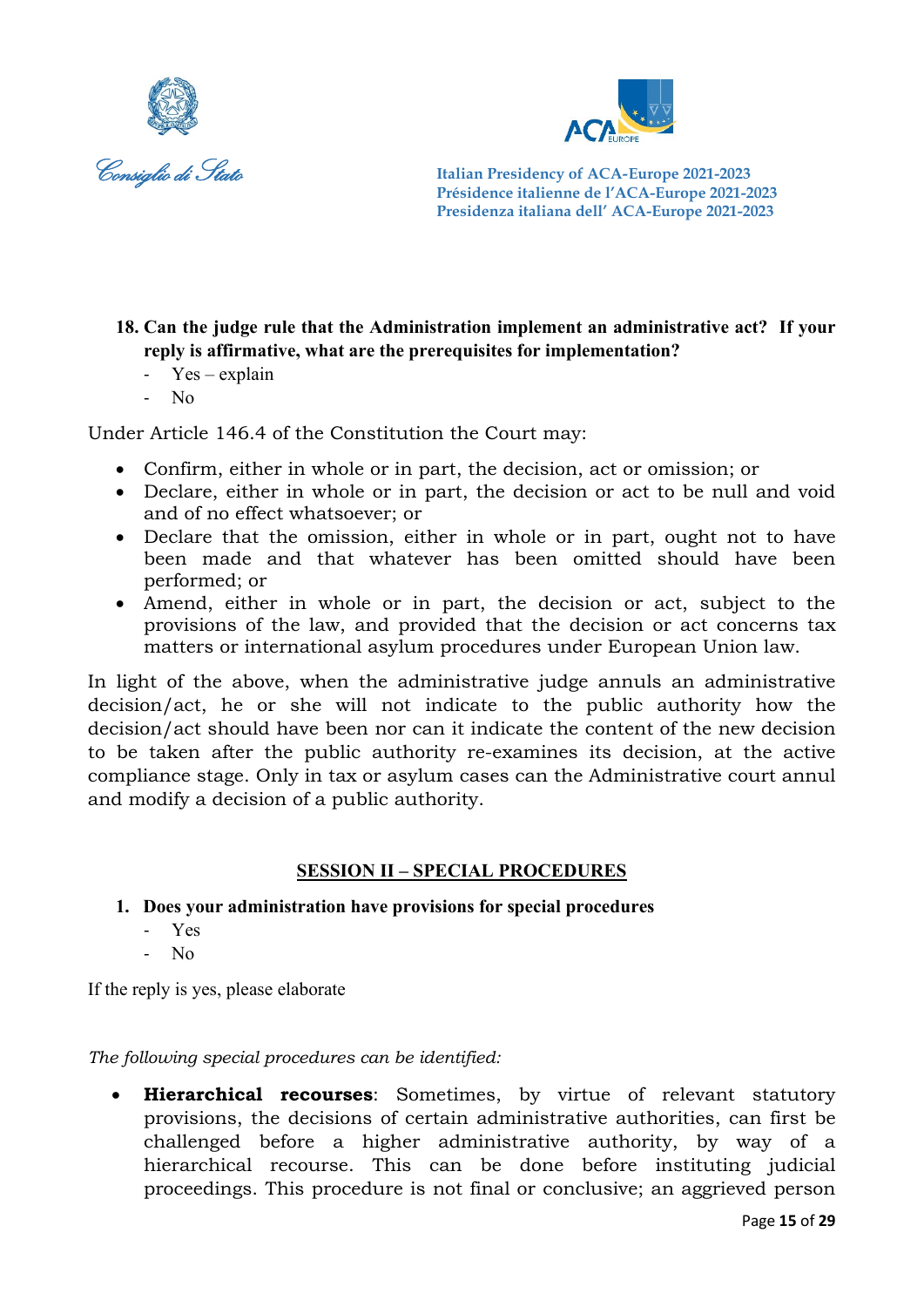**18. Can the judge rule that the Administration implement an administrative act? If your reply is affirmative, what are the prerequisites for implementation?**

- Yes – explain
- No

Under Article 146.4 of the Constitution the Court may:

- Confirm, either in whole or in part, the decision, act or omission; or
- Declare, either in whole or in part, the decision or act to be null and void and of no effect whatsoever; or
- Declare that the omission, either in whole or in part, ought not to have been made and that whatever has been omitted should have been performed; or
- Amend, either in whole or in part, the decision or act, subject to the provisions of the law, and provided that the decision or act concerns tax matters or international asylum procedures under European Union law.

In light of the above, when the administrative judge annuls an administrative decision/act, he or she will not indicate to the public authority how the decision/act should have been nor can it indicate the content of the new decision to be taken after the public authority re-examines its decision, at the active compliance stage. Only in tax or asylum cases can the Administrative court annul and modify a decision of a public authority.

## SESSION II – SPECIAL PROCEDURES

**1. Does your administration have provisions for special procedures**

- Yes
- No

If the reply is yes, please elaborate

*The following special procedures can be identified:*

- **Hierarchical recourses**: Sometimes, by virtue of relevant statutory provisions, the decisions of certain administrative authorities, can first be challenged before a higher administrative authority, by way of a hierarchical recourse. This can be done before instituting judicial proceedings. This procedure is not final or conclusive; an aggrieved person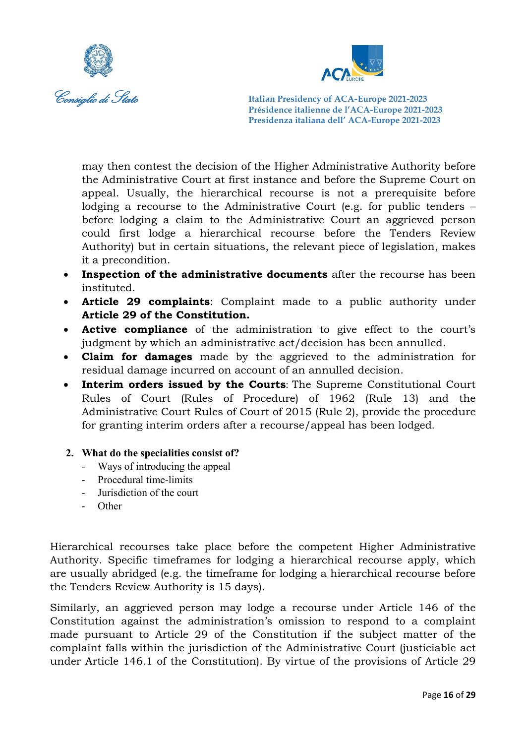may then contest the decision of the Higher Administrative Authority before the Administrative Court at first instance and before the Supreme Court on appeal. Usually, the hierarchical recourse is not a prerequisite before lodging a recourse to the Administrative Court (e.g. for public tenders – before lodging a claim to the Administrative Court an aggrieved person could first lodge a hierarchical recourse before the Tenders Review Authority) but in certain situations, the relevant piece of legislation, makes it a precondition.

- **Inspection of the administrative documents** after the recourse has been instituted.
- **Article 29 complaints**: Complaint made to a public authority under **Article 29 of the Constitution.**
- **Active compliance** of the administration to give effect to the court's judgment by which an administrative act/decision has been annulled.
- **Claim for damages** made by the aggrieved to the administration for residual damage incurred on account of an annulled decision.
- **Interim orders issued by the Courts**: The Supreme Constitutional Court Rules of Court (Rules of Procedure) of 1962 (Rule 13) and the Administrative Court Rules of Court of 2015 (Rule 2), provide the procedure for granting interim orders after a recourse/appeal has been lodged.

**2. What do the specialities consist of?**

- Ways of introducing the appeal
- Procedural time-limits
- Jurisdiction of the court
- Other

Hierarchical recourses take place before the competent Higher Administrative Authority. Specific timeframes for lodging a hierarchical recourse apply, which are usually abridged (e.g. the timeframe for lodging a hierarchical recourse before the Tenders Review Authority is 15 days).

Similarly, an aggrieved person may lodge a recourse under Article 146 of the Constitution against the administration's omission to respond to a complaint made pursuant to Article 29 of the Constitution if the subject matter of the complaint falls within the jurisdiction of the Administrative Court (justiciable act under Article 146.1 of the Constitution). By virtue of the provisions of Article 29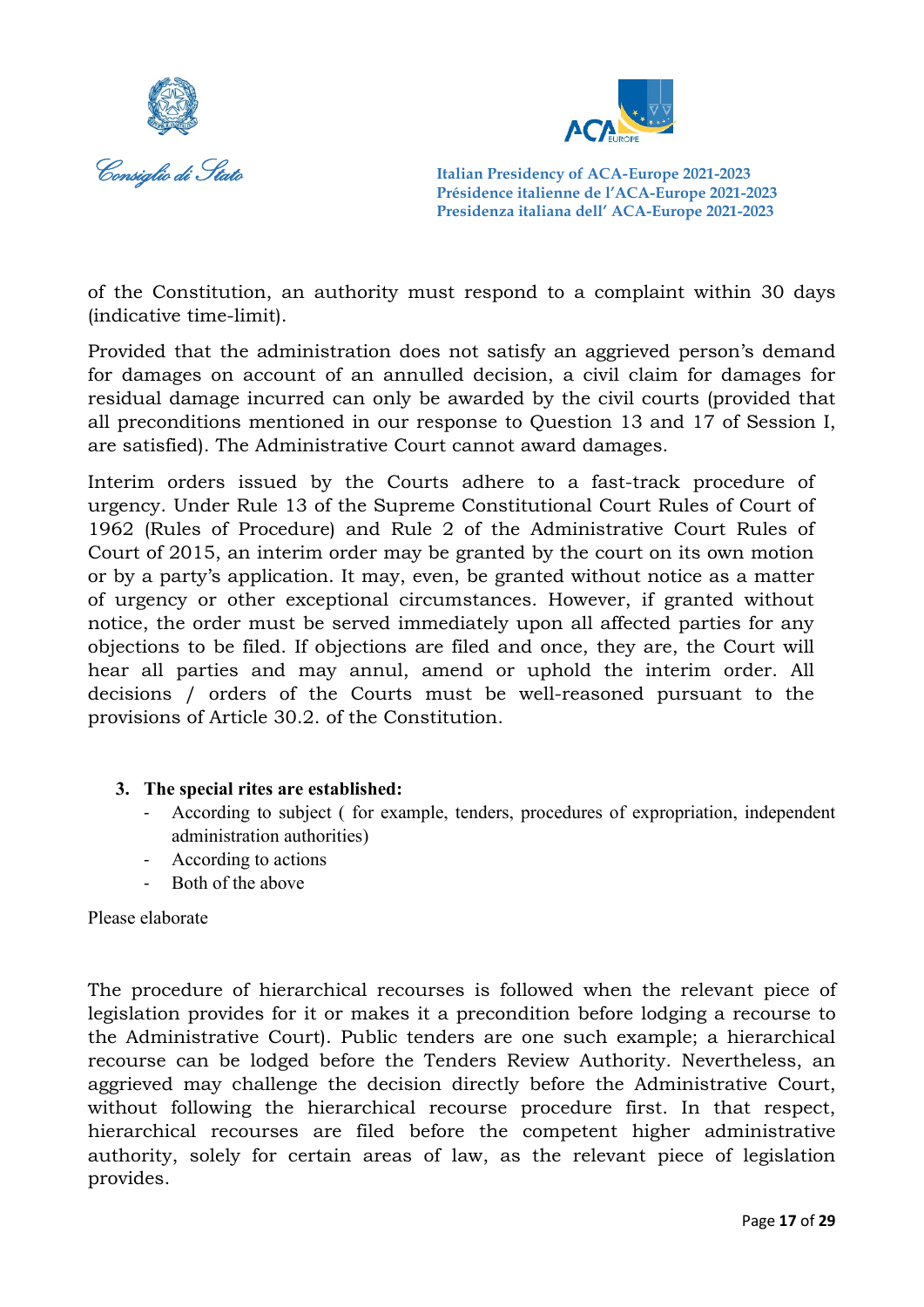of the Constitution, an authority must respond to a complaint within 30 days (indicative time-limit).

Provided that the administration does not satisfy an aggrieved person's demand for damages on account of an annulled decision, a civil claim for damages for residual damage incurred can only be awarded by the civil courts (provided that all preconditions mentioned in our response to Question 13 and 17 of Session I, are satisfied). The Administrative Court cannot award damages.

Interim orders issued by the Courts adhere to a fast-track procedure of urgency. Under Rule 13 of the Supreme Constitutional Court Rules of Court of 1962 (Rules of Procedure) and Rule 2 of the Administrative Court Rules of Court of 2015, an interim order may be granted by the court on its own motion or by a party's application. It may, even, be granted without notice as a matter of urgency or other exceptional circumstances. However, if granted without notice, the order must be served immediately upon all affected parties for any objections to be filed. If objections are filed and once, they are, the Court will hear all parties and may annul, amend or uphold the interim order. All decisions / orders of the Courts must be well-reasoned pursuant to the provisions of Article 30.2. of the Constitution.

3. **The special rites are established:**
   - According to subject ( for example, tenders, procedures of expropriation, independent administration authorities)
   - According to actions
   - Both of the above

Please elaborate

The procedure of hierarchical recourses is followed when the relevant piece of legislation provides for it or makes it a precondition before lodging a recourse to the Administrative Court). Public tenders are one such example; a hierarchical recourse can be lodged before the Tenders Review Authority. Nevertheless, an aggrieved may challenge the decision directly before the Administrative Court, without following the hierarchical recourse procedure first. In that respect, hierarchical recourses are filed before the competent higher administrative authority, solely for certain areas of law, as the relevant piece of legislation provides.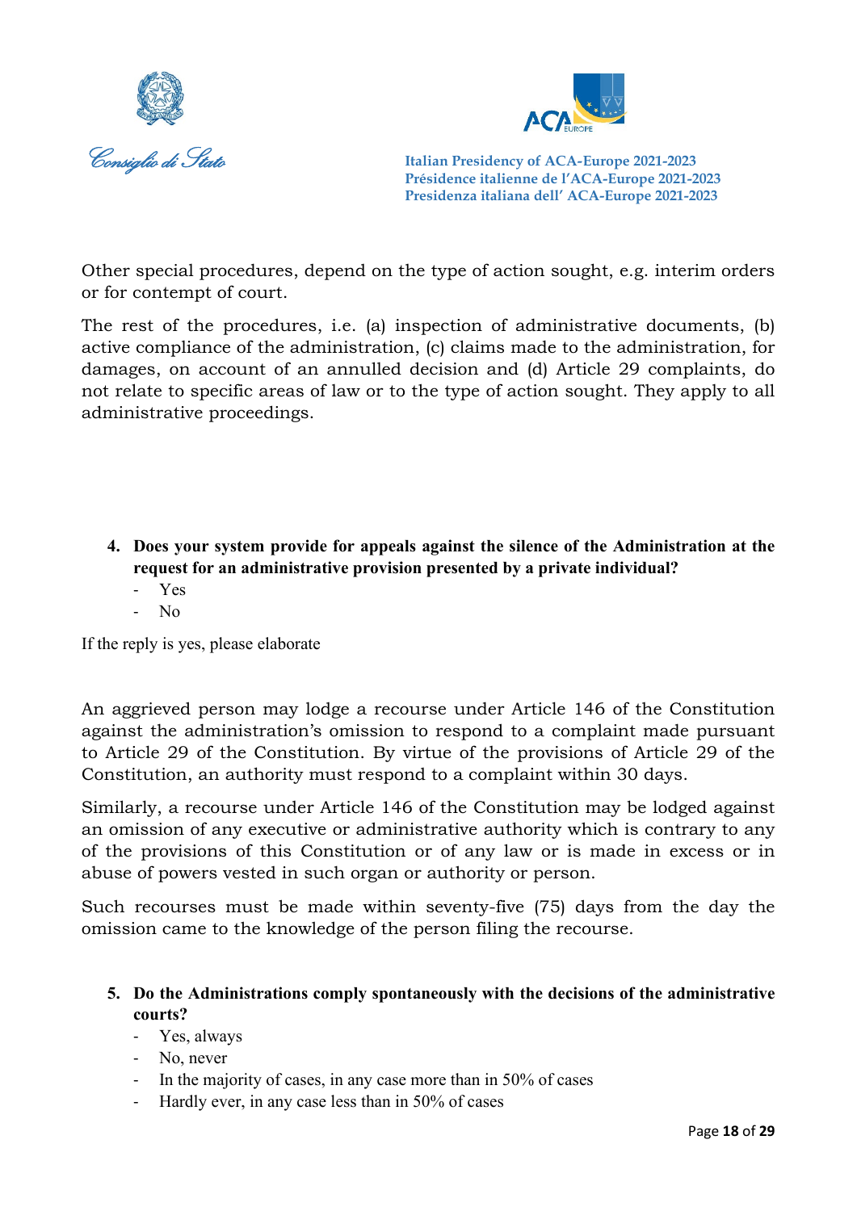Other special procedures, depend on the type of action sought, e.g. interim orders or for contempt of court.

The rest of the procedures, i.e. (a) inspection of administrative documents, (b) active compliance of the administration, (c) claims made to the administration, for damages, on account of an annulled decision and (d) Article 29 complaints, do not relate to specific areas of law or to the type of action sought. They apply to all administrative proceedings.

4. **Does your system provide for appeals against the silence of the Administration at the request for an administrative provision presented by a private individual?**
   - Yes
   - No

If the reply is yes, please elaborate

An aggrieved person may lodge a recourse under Article 146 of the Constitution against the administration's omission to respond to a complaint made pursuant to Article 29 of the Constitution. By virtue of the provisions of Article 29 of the Constitution, an authority must respond to a complaint within 30 days.

Similarly, a recourse under Article 146 of the Constitution may be lodged against an omission of any executive or administrative authority which is contrary to any of the provisions of this Constitution or of any law or is made in excess or in abuse of powers vested in such organ or authority or person.

Such recourses must be made within seventy-five (75) days from the day the omission came to the knowledge of the person filing the recourse.

5. **Do the Administrations comply spontaneously with the decisions of the administrative courts?**
   - Yes, always
   - No, never
   - In the majority of cases, in any case more than in 50% of cases
   - Hardly ever, in any case less than in 50% of cases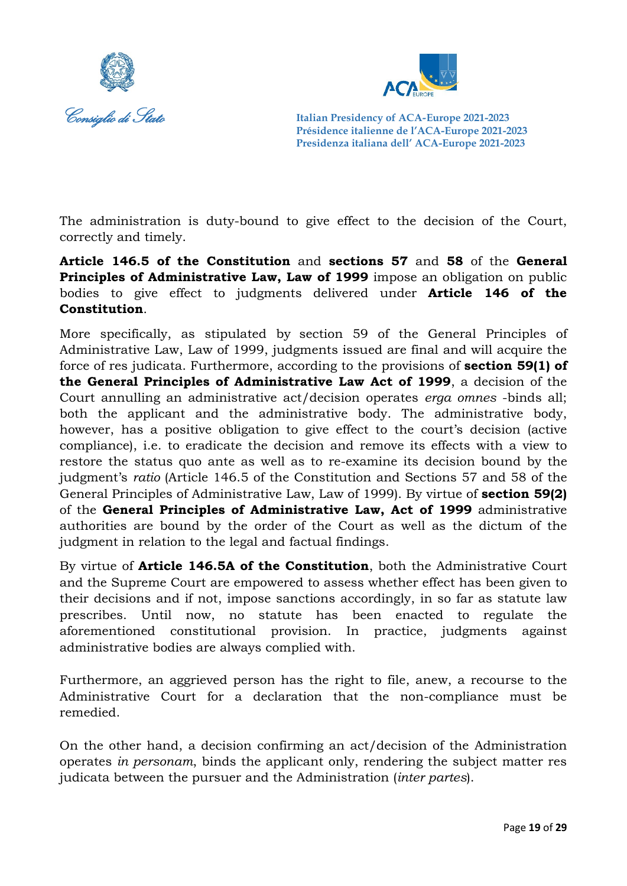The administration is duty-bound to give effect to the decision of the Court, correctly and timely.

**Article 146.5 of the Constitution** and **sections 57** and **58** of the **General Principles of Administrative Law, Law of 1999** impose an obligation on public bodies to give effect to judgments delivered under **Article 146 of the Constitution**.

More specifically, as stipulated by section 59 of the General Principles of Administrative Law, Law of 1999, judgments issued are final and will acquire the force of res judicata. Furthermore, according to the provisions of **section 59(1) of the General Principles of Administrative Law Act of 1999**, a decision of the Court annulling an administrative act/decision operates *erga omnes* -binds all; both the applicant and the administrative body. The administrative body, however, has a positive obligation to give effect to the court's decision (active compliance), i.e. to eradicate the decision and remove its effects with a view to restore the status quo ante as well as to re-examine its decision bound by the judgment's *ratio* (Article 146.5 of the Constitution and Sections 57 and 58 of the General Principles of Administrative Law, Law of 1999). By virtue of **section 59(2)** of the **General Principles of Administrative Law, Act of 1999** administrative authorities are bound by the order of the Court as well as the dictum of the judgment in relation to the legal and factual findings.

By virtue of **Article 146.5A of the Constitution**, both the Administrative Court and the Supreme Court are empowered to assess whether effect has been given to their decisions and if not, impose sanctions accordingly, in so far as statute law prescribes. Until now, no statute has been enacted to regulate the aforementioned constitutional provision. In practice, judgments against administrative bodies are always complied with.

Furthermore, an aggrieved person has the right to file, anew, a recourse to the Administrative Court for a declaration that the non-compliance must be remedied.

On the other hand, a decision confirming an act/decision of the Administration operates *in personam*, binds the applicant only, rendering the subject matter res judicata between the pursuer and the Administration (*inter partes*).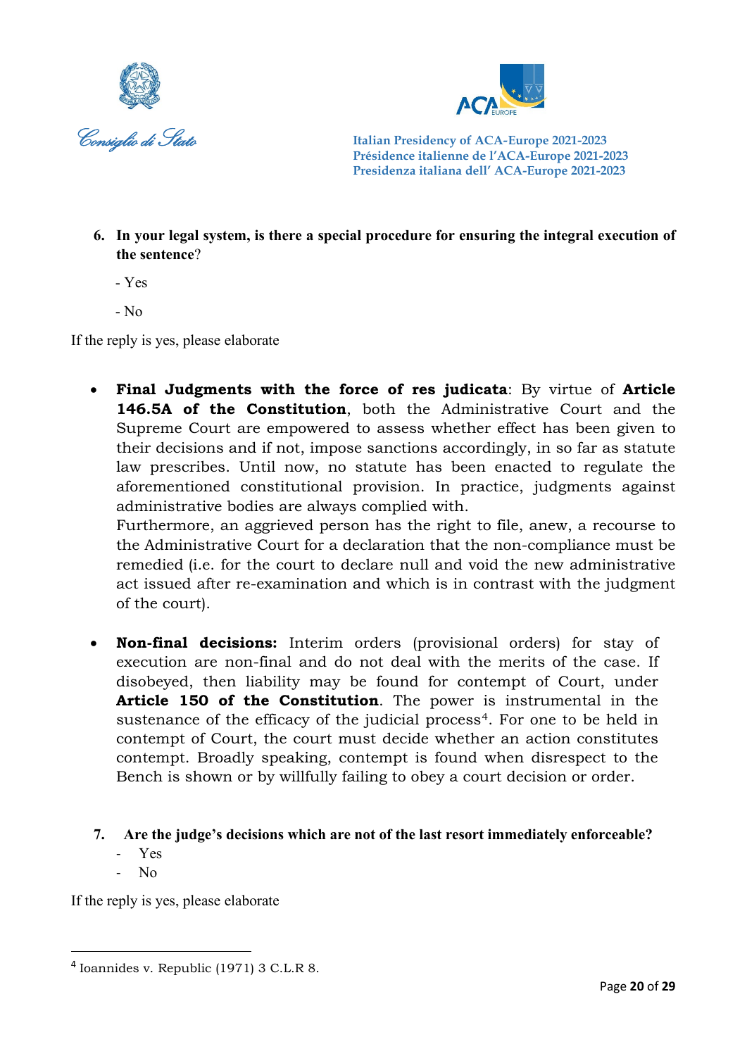6. **In your legal system, is there a special procedure for ensuring the integral execution of the sentence**?

   - Yes

   - No

If the reply is yes, please elaborate

- **Final Judgments with the force of res judicata**: By virtue of **Article 146.5A of the Constitution**, both the Administrative Court and the Supreme Court are empowered to assess whether effect has been given to their decisions and if not, impose sanctions accordingly, in so far as statute law prescribes. Until now, no statute has been enacted to regulate the aforementioned constitutional provision. In practice, judgments against administrative bodies are always complied with.
  Furthermore, an aggrieved person has the right to file, anew, a recourse to the Administrative Court for a declaration that the non-compliance must be remedied (i.e. for the court to declare null and void the new administrative act issued after re-examination and which is in contrast with the judgment of the court).

- **Non-final decisions:** Interim orders (provisional orders) for stay of execution are non-final and do not deal with the merits of the case. If disobeyed, then liability may be found for contempt of Court, under **Article 150 of the Constitution**. The power is instrumental in the sustenance of the efficacy of the judicial process[4]. For one to be held in contempt of Court, the court must decide whether an action constitutes contempt. Broadly speaking, contempt is found when disrespect to the Bench is shown or by willfully failing to obey a court decision or order.

7. **Are the judge's decisions which are not of the last resort immediately enforceable?**
   - Yes
   - No

If the reply is yes, please elaborate

---

[4] Ioannides v. Republic (1971) 3 C.L.R 8.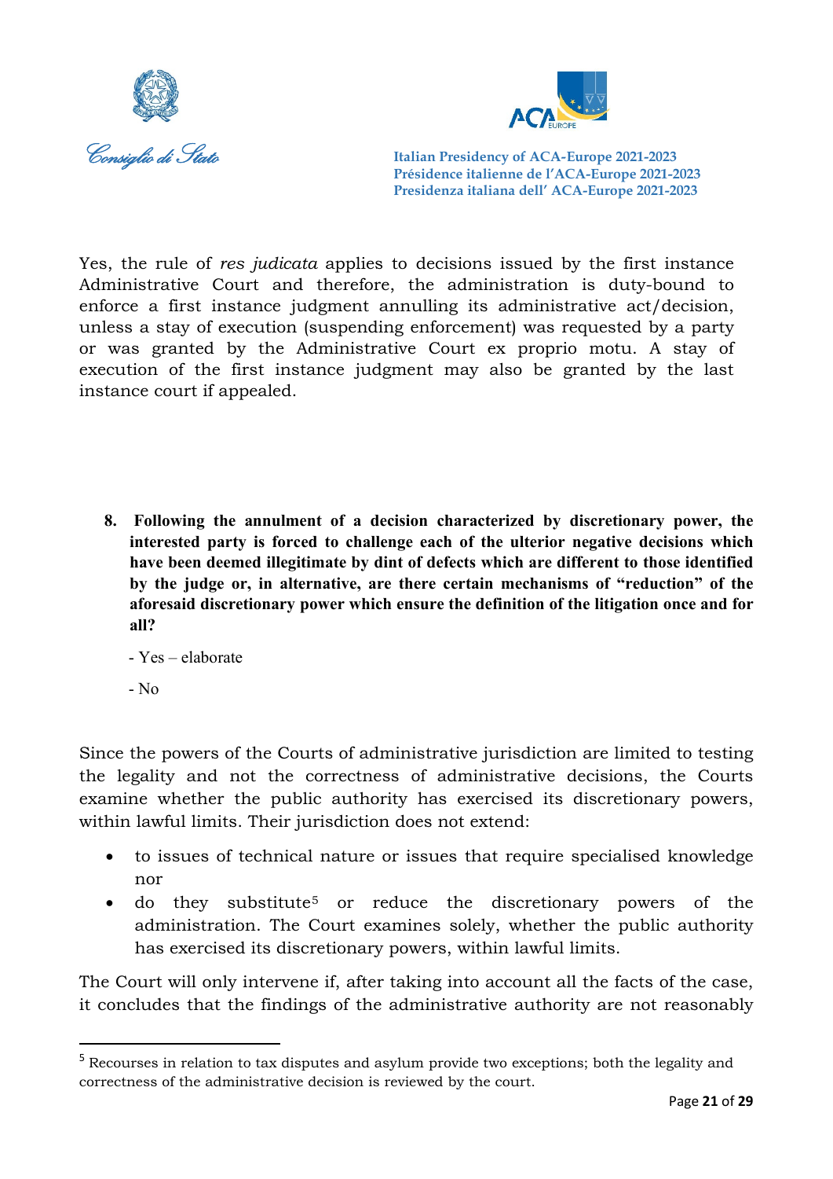Yes, the rule of *res judicata* applies to decisions issued by the first instance Administrative Court and therefore, the administration is duty-bound to enforce a first instance judgment annulling its administrative act/decision, unless a stay of execution (suspending enforcement) was requested by a party or was granted by the Administrative Court ex proprio motu. A stay of execution of the first instance judgment may also be granted by the last instance court if appealed.

8. **Following the annulment of a decision characterized by discretionary power, the interested party is forced to challenge each of the ulterior negative decisions which have been deemed illegitimate by dint of defects which are different to those identified by the judge or, in alternative, are there certain mechanisms of "reduction" of the aforesaid discretionary power which ensure the definition of the litigation once and for all?**

   - Yes – elaborate

   - No

Since the powers of the Courts of administrative jurisdiction are limited to testing the legality and not the correctness of administrative decisions, the Courts examine whether the public authority has exercised its discretionary powers, within lawful limits. Their jurisdiction does not extend:

- to issues of technical nature or issues that require specialised knowledge nor
- do they substitute[5] or reduce the discretionary powers of the administration. The Court examines solely, whether the public authority has exercised its discretionary powers, within lawful limits.

The Court will only intervene if, after taking into account all the facts of the case, it concludes that the findings of the administrative authority are not reasonably

[5] Recourses in relation to tax disputes and asylum provide two exceptions; both the legality and correctness of the administrative decision is reviewed by the court.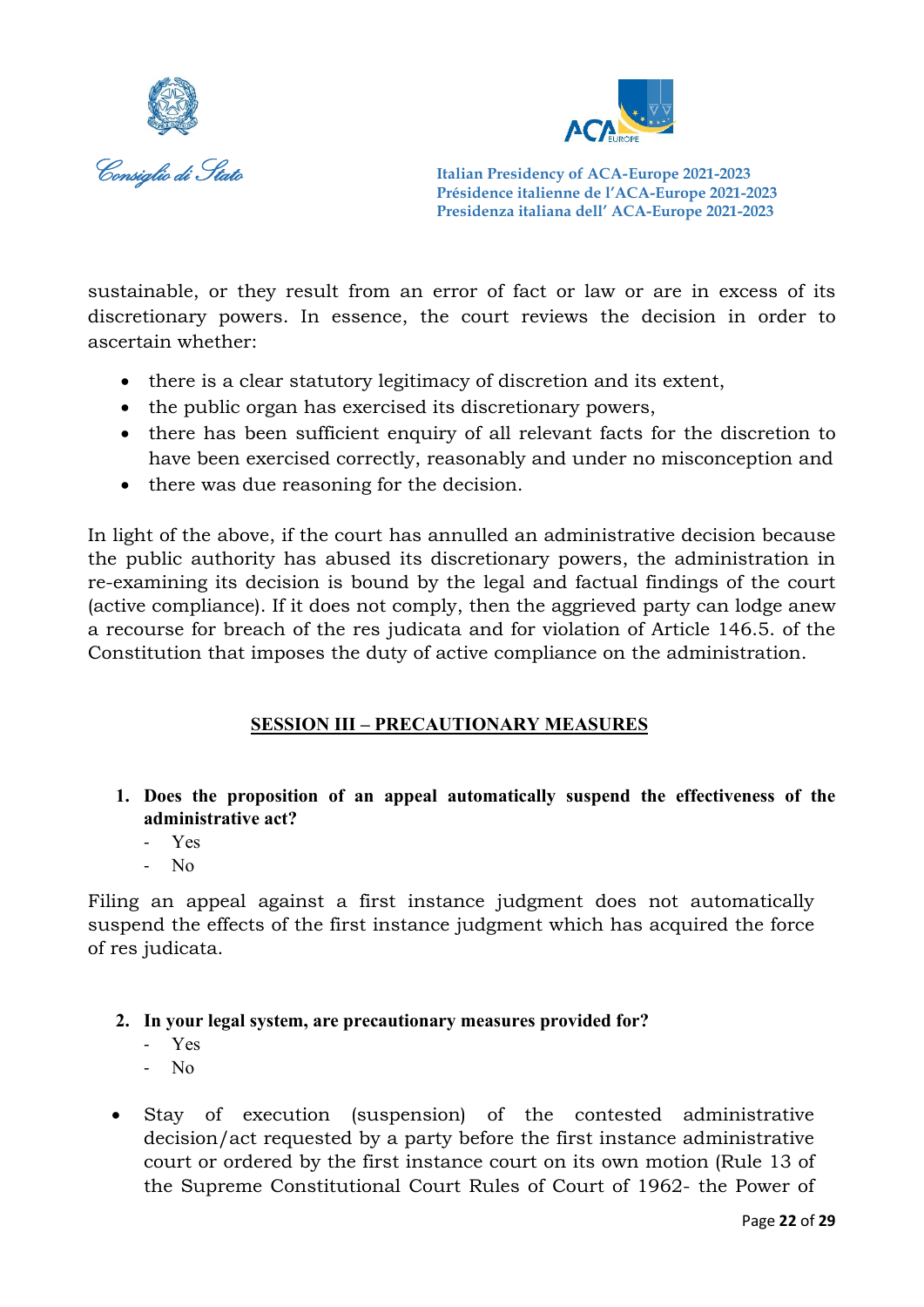sustainable, or they result from an error of fact or law or are in excess of its discretionary powers. In essence, the court reviews the decision in order to ascertain whether:

- there is a clear statutory legitimacy of discretion and its extent,
- the public organ has exercised its discretionary powers,
- there has been sufficient enquiry of all relevant facts for the discretion to have been exercised correctly, reasonably and under no misconception and
- there was due reasoning for the decision.

In light of the above, if the court has annulled an administrative decision because the public authority has abused its discretionary powers, the administration in re-examining its decision is bound by the legal and factual findings of the court (active compliance). If it does not comply, then the aggrieved party can lodge anew a recourse for breach of the res judicata and for violation of Article 146.5. of the Constitution that imposes the duty of active compliance on the administration.

## SESSION III – PRECAUTIONARY MEASURES

1. **Does the proposition of an appeal automatically suspend the effectiveness of the administrative act?**
   - Yes
   - No

Filing an appeal against a first instance judgment does not automatically suspend the effects of the first instance judgment which has acquired the force of res judicata.

2. **In your legal system, are precautionary measures provided for?**
   - Yes
   - No

- Stay of execution (suspension) of the contested administrative decision/act requested by a party before the first instance administrative court or ordered by the first instance court on its own motion (Rule 13 of the Supreme Constitutional Court Rules of Court of 1962- the Power of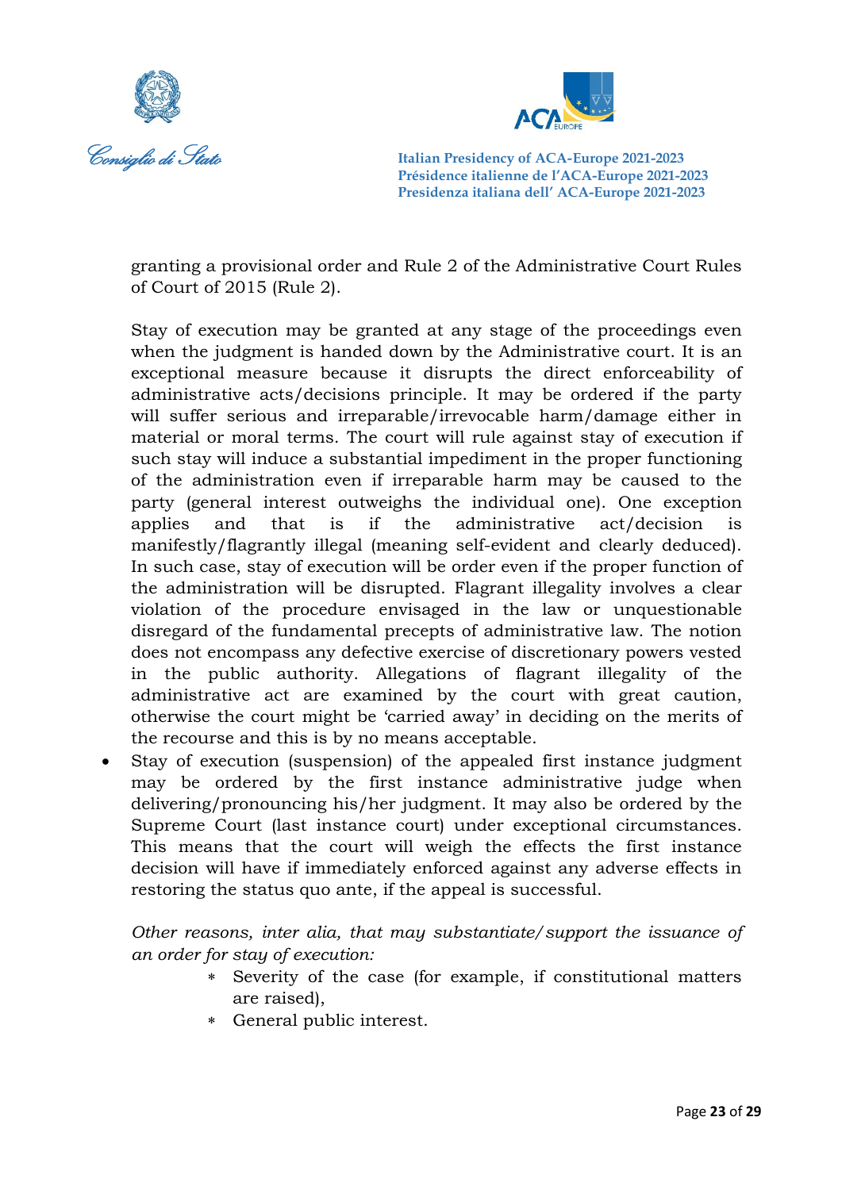granting a provisional order and Rule 2 of the Administrative Court Rules of Court of 2015 (Rule 2).

Stay of execution may be granted at any stage of the proceedings even when the judgment is handed down by the Administrative court. It is an exceptional measure because it disrupts the direct enforceability of administrative acts/decisions principle. It may be ordered if the party will suffer serious and irreparable/irrevocable harm/damage either in material or moral terms. The court will rule against stay of execution if such stay will induce a substantial impediment in the proper functioning of the administration even if irreparable harm may be caused to the party (general interest outweighs the individual one). One exception applies and that is if the administrative act/decision is manifestly/flagrantly illegal (meaning self-evident and clearly deduced). In such case, stay of execution will be order even if the proper function of the administration will be disrupted. Flagrant illegality involves a clear violation of the procedure envisaged in the law or unquestionable disregard of the fundamental precepts of administrative law. The notion does not encompass any defective exercise of discretionary powers vested in the public authority. Allegations of flagrant illegality of the administrative act are examined by the court with great caution, otherwise the court might be 'carried away' in deciding on the merits of the recourse and this is by no means acceptable.

- Stay of execution (suspension) of the appealed first instance judgment may be ordered by the first instance administrative judge when delivering/pronouncing his/her judgment. It may also be ordered by the Supreme Court (last instance court) under exceptional circumstances. This means that the court will weigh the effects the first instance decision will have if immediately enforced against any adverse effects in restoring the status quo ante, if the appeal is successful.

*Other reasons, inter alia, that may substantiate/support the issuance of an order for stay of execution:*

- Severity of the case (for example, if constitutional matters are raised),
- General public interest.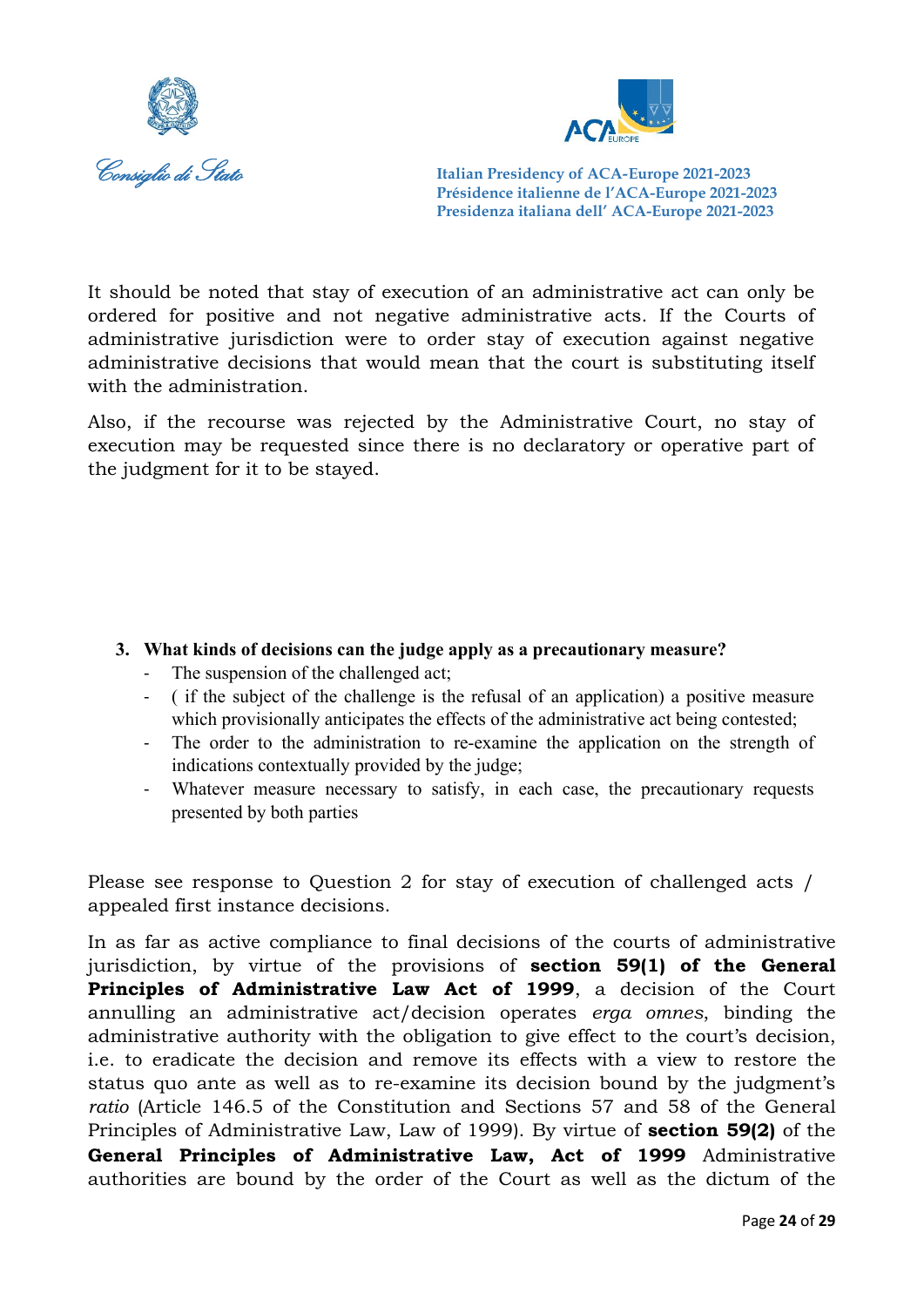It should be noted that stay of execution of an administrative act can only be ordered for positive and not negative administrative acts. If the Courts of administrative jurisdiction were to order stay of execution against negative administrative decisions that would mean that the court is substituting itself with the administration.

Also, if the recourse was rejected by the Administrative Court, no stay of execution may be requested since there is no declaratory or operative part of the judgment for it to be stayed.

3. **What kinds of decisions can the judge apply as a precautionary measure?**
   - The suspension of the challenged act;
   - ( if the subject of the challenge is the refusal of an application) a positive measure which provisionally anticipates the effects of the administrative act being contested;
   - The order to the administration to re-examine the application on the strength of indications contextually provided by the judge;
   - Whatever measure necessary to satisfy, in each case, the precautionary requests presented by both parties

Please see response to Question 2 for stay of execution of challenged acts / appealed first instance decisions.

In as far as active compliance to final decisions of the courts of administrative jurisdiction, by virtue of the provisions of **section 59(1) of the General Principles of Administrative Law Act of 1999**, a decision of the Court annulling an administrative act/decision operates *erga omnes*, binding the administrative authority with the obligation to give effect to the court's decision, i.e. to eradicate the decision and remove its effects with a view to restore the status quo ante as well as to re-examine its decision bound by the judgment's *ratio* (Article 146.5 of the Constitution and Sections 57 and 58 of the General Principles of Administrative Law, Law of 1999). By virtue of **section 59(2)** of the **General Principles of Administrative Law, Act of 1999** Administrative authorities are bound by the order of the Court as well as the dictum of the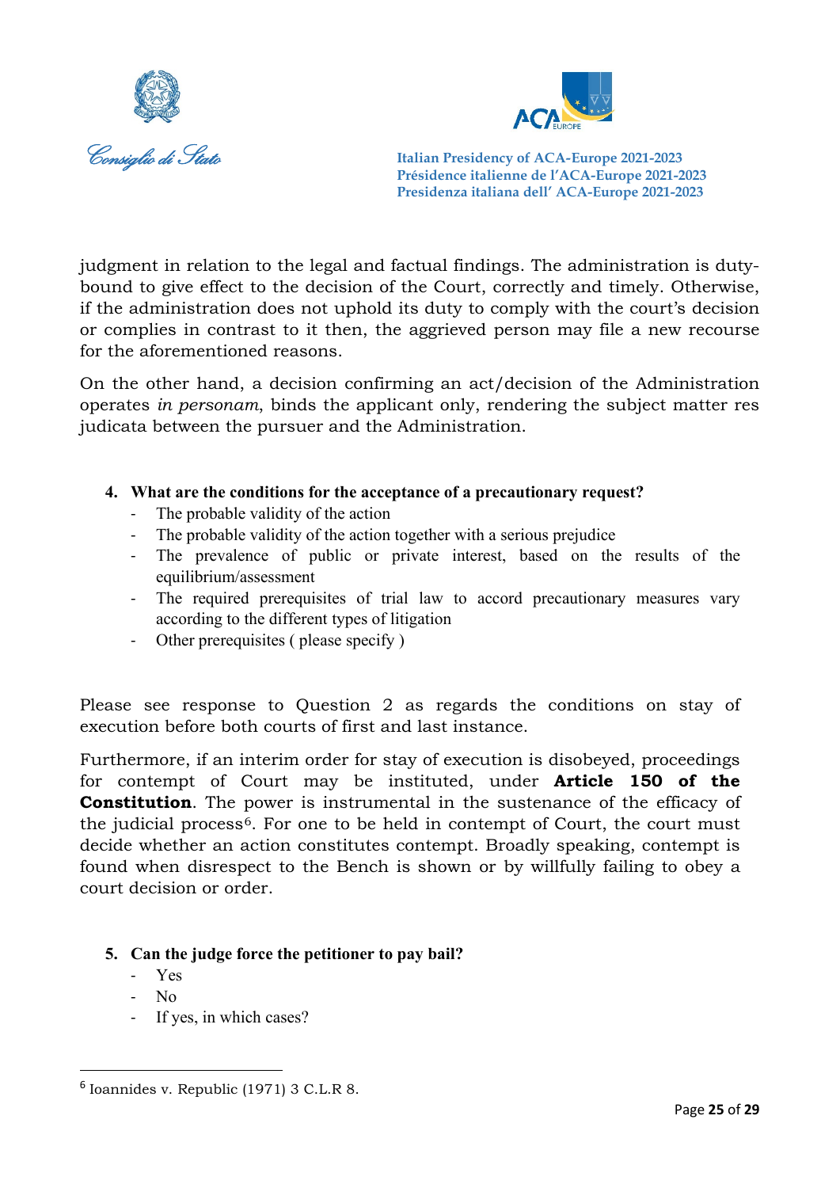judgment in relation to the legal and factual findings. The administration is duty-bound to give effect to the decision of the Court, correctly and timely. Otherwise, if the administration does not uphold its duty to comply with the court's decision or complies in contrast to it then, the aggrieved person may file a new recourse for the aforementioned reasons.

On the other hand, a decision confirming an act/decision of the Administration operates *in personam*, binds the applicant only, rendering the subject matter res judicata between the pursuer and the Administration.

**4. What are the conditions for the acceptance of a precautionary request?**

- The probable validity of the action
- The probable validity of the action together with a serious prejudice
- The prevalence of public or private interest, based on the results of the equilibrium/assessment
- The required prerequisites of trial law to accord precautionary measures vary according to the different types of litigation
- Other prerequisites ( please specify )

Please see response to Question 2 as regards the conditions on stay of execution before both courts of first and last instance.

Furthermore, if an interim order for stay of execution is disobeyed, proceedings for contempt of Court may be instituted, under **Article 150 of the Constitution**. The power is instrumental in the sustenance of the efficacy of the judicial process[6]. For one to be held in contempt of Court, the court must decide whether an action constitutes contempt. Broadly speaking, contempt is found when disrespect to the Bench is shown or by willfully failing to obey a court decision or order.

**5. Can the judge force the petitioner to pay bail?**

- Yes
- No
- If yes, in which cases?

[6] Ioannides v. Republic (1971) 3 C.L.R 8.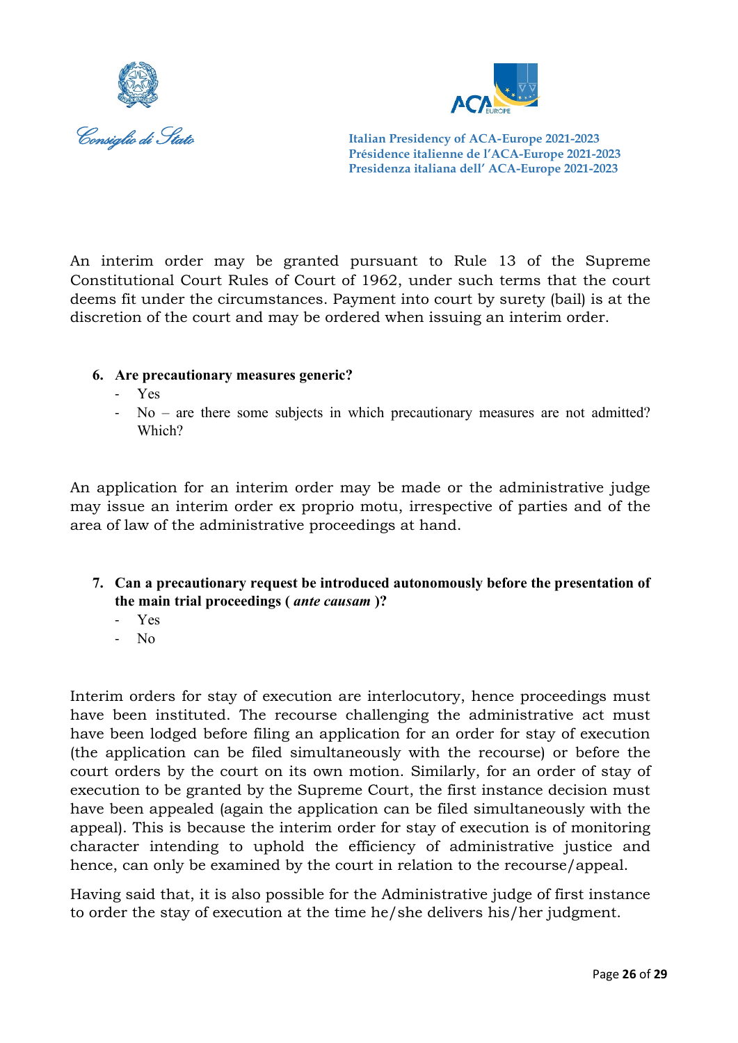An interim order may be granted pursuant to Rule 13 of the Supreme Constitutional Court Rules of Court of 1962, under such terms that the court deems fit under the circumstances. Payment into court by surety (bail) is at the discretion of the court and may be ordered when issuing an interim order.

6. **Are precautionary measures generic?**
   - Yes
   - No – are there some subjects in which precautionary measures are not admitted? Which?

An application for an interim order may be made or the administrative judge may issue an interim order ex proprio motu, irrespective of parties and of the area of law of the administrative proceedings at hand.

7. **Can a precautionary request be introduced autonomously before the presentation of the main trial proceedings (** ***ante causam*** **)?**
   - Yes
   - No

Interim orders for stay of execution are interlocutory, hence proceedings must have been instituted. The recourse challenging the administrative act must have been lodged before filing an application for an order for stay of execution (the application can be filed simultaneously with the recourse) or before the court orders by the court on its own motion. Similarly, for an order of stay of execution to be granted by the Supreme Court, the first instance decision must have been appealed (again the application can be filed simultaneously with the appeal). This is because the interim order for stay of execution is of monitoring character intending to uphold the efficiency of administrative justice and hence, can only be examined by the court in relation to the recourse/appeal.

Having said that, it is also possible for the Administrative judge of first instance to order the stay of execution at the time he/she delivers his/her judgment.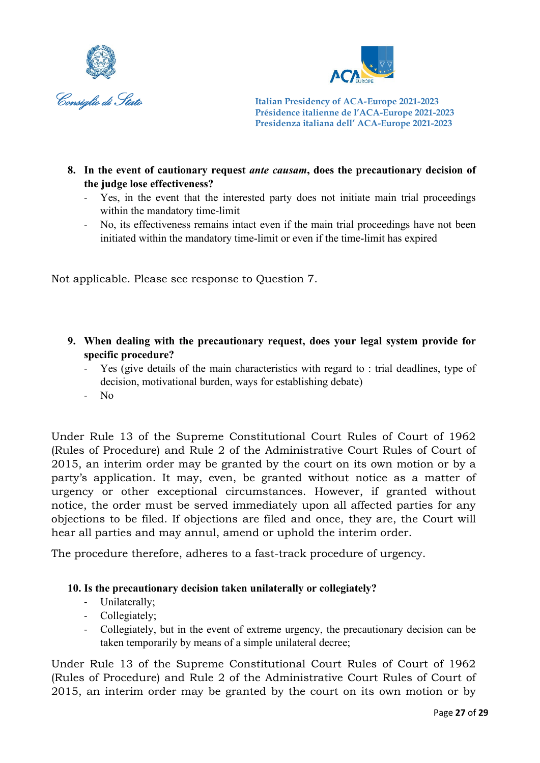8. **In the event of cautionary request *ante causam*, does the precautionary decision of the judge lose effectiveness?**
   - Yes, in the event that the interested party does not initiate main trial proceedings within the mandatory time-limit
   - No, its effectiveness remains intact even if the main trial proceedings have not been initiated within the mandatory time-limit or even if the time-limit has expired

Not applicable. Please see response to Question 7.

9. **When dealing with the precautionary request, does your legal system provide for specific procedure?**
   - Yes (give details of the main characteristics with regard to : trial deadlines, type of decision, motivational burden, ways for establishing debate)
   - No

Under Rule 13 of the Supreme Constitutional Court Rules of Court of 1962 (Rules of Procedure) and Rule 2 of the Administrative Court Rules of Court of 2015, an interim order may be granted by the court on its own motion or by a party's application. It may, even, be granted without notice as a matter of urgency or other exceptional circumstances. However, if granted without notice, the order must be served immediately upon all affected parties for any objections to be filed. If objections are filed and once, they are, the Court will hear all parties and may annul, amend or uphold the interim order.

The procedure therefore, adheres to a fast-track procedure of urgency.

10. **Is the precautionary decision taken unilaterally or collegiately?**
   - Unilaterally;
   - Collegiately;
   - Collegiately, but in the event of extreme urgency, the precautionary decision can be taken temporarily by means of a simple unilateral decree;

Under Rule 13 of the Supreme Constitutional Court Rules of Court of 1962 (Rules of Procedure) and Rule 2 of the Administrative Court Rules of Court of 2015, an interim order may be granted by the court on its own motion or by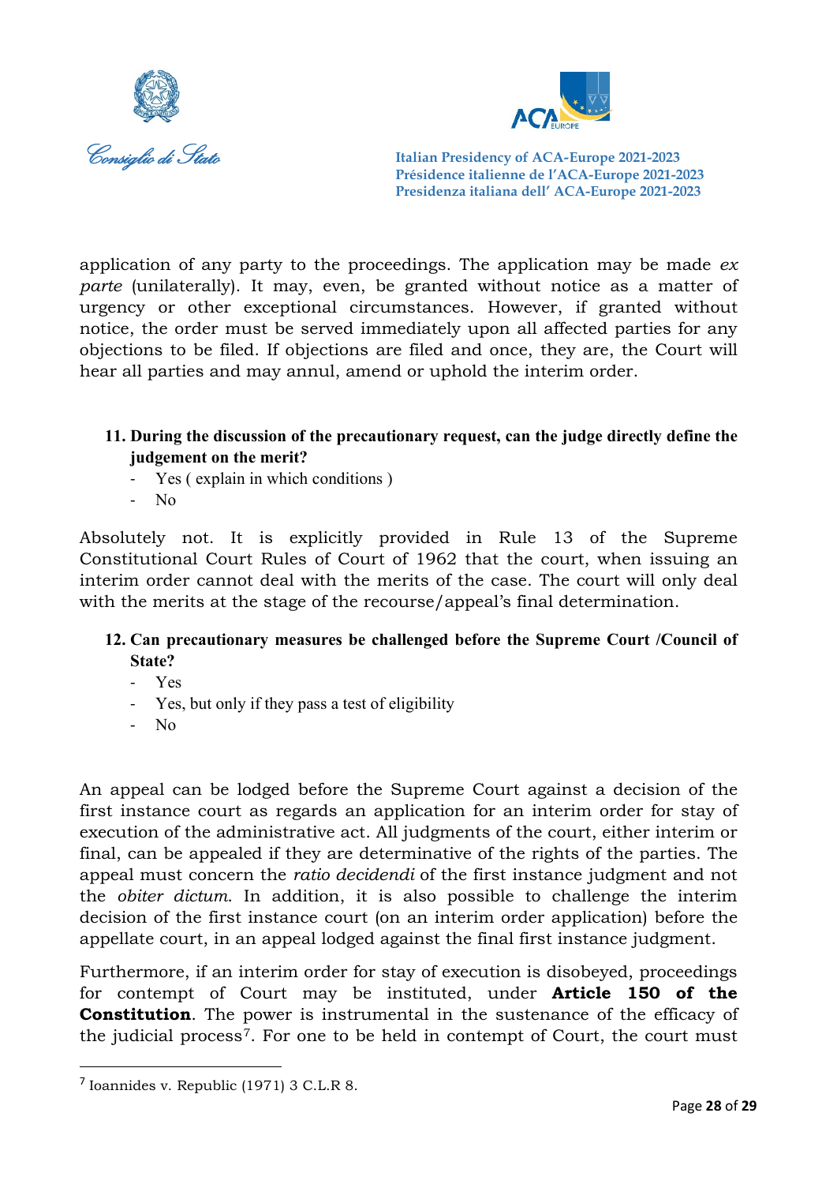application of any party to the proceedings. The application may be made *ex parte* (unilaterally). It may, even, be granted without notice as a matter of urgency or other exceptional circumstances. However, if granted without notice, the order must be served immediately upon all affected parties for any objections to be filed. If objections are filed and once, they are, the Court will hear all parties and may annul, amend or uphold the interim order.

**11. During the discussion of the precautionary request, can the judge directly define the judgement on the merit?**

- Yes ( explain in which conditions )
- No

Absolutely not. It is explicitly provided in Rule 13 of the Supreme Constitutional Court Rules of Court of 1962 that the court, when issuing an interim order cannot deal with the merits of the case. The court will only deal with the merits at the stage of the recourse/appeal's final determination.

**12. Can precautionary measures be challenged before the Supreme Court /Council of State?**

- Yes
- Yes, but only if they pass a test of eligibility
- No

An appeal can be lodged before the Supreme Court against a decision of the first instance court as regards an application for an interim order for stay of execution of the administrative act. All judgments of the court, either interim or final, can be appealed if they are determinative of the rights of the parties. The appeal must concern the *ratio decidendi* of the first instance judgment and not the *obiter dictum*. In addition, it is also possible to challenge the interim decision of the first instance court (on an interim order application) before the appellate court, in an appeal lodged against the final first instance judgment.

Furthermore, if an interim order for stay of execution is disobeyed, proceedings for contempt of Court may be instituted, under **Article 150 of the Constitution**. The power is instrumental in the sustenance of the efficacy of the judicial process[7]. For one to be held in contempt of Court, the court must

---

[7] Ioannides v. Republic (1971) 3 C.L.R 8.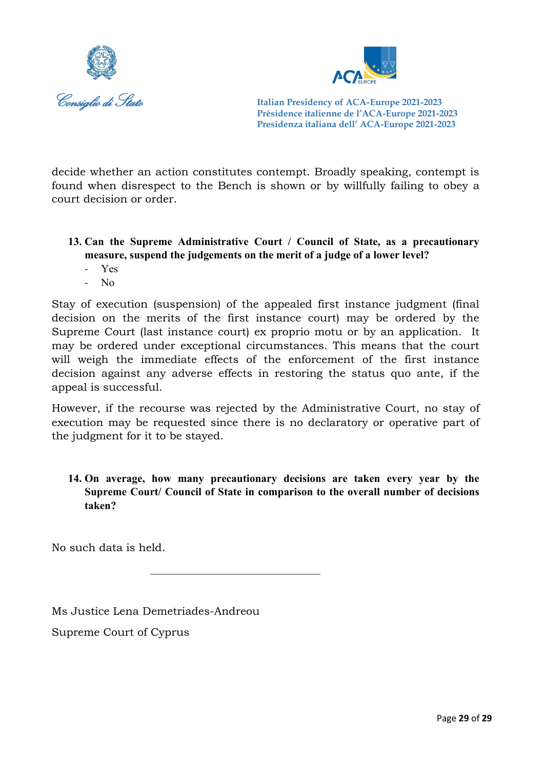decide whether an action constitutes contempt. Broadly speaking, contempt is found when disrespect to the Bench is shown or by willfully failing to obey a court decision or order.

**13. Can the Supreme Administrative Court / Council of State, as a precautionary measure, suspend the judgements on the merit of a judge of a lower level?**

- Yes
- No

Stay of execution (suspension) of the appealed first instance judgment (final decision on the merits of the first instance court) may be ordered by the Supreme Court (last instance court) ex proprio motu or by an application. It may be ordered under exceptional circumstances. This means that the court will weigh the immediate effects of the enforcement of the first instance decision against any adverse effects in restoring the status quo ante, if the appeal is successful.

However, if the recourse was rejected by the Administrative Court, no stay of execution may be requested since there is no declaratory or operative part of the judgment for it to be stayed.

**14. On average, how many precautionary decisions are taken every year by the Supreme Court/ Council of State in comparison to the overall number of decisions taken?**

No such data is held.

---

Ms Justice Lena Demetriades-Andreou

Supreme Court of Cyprus